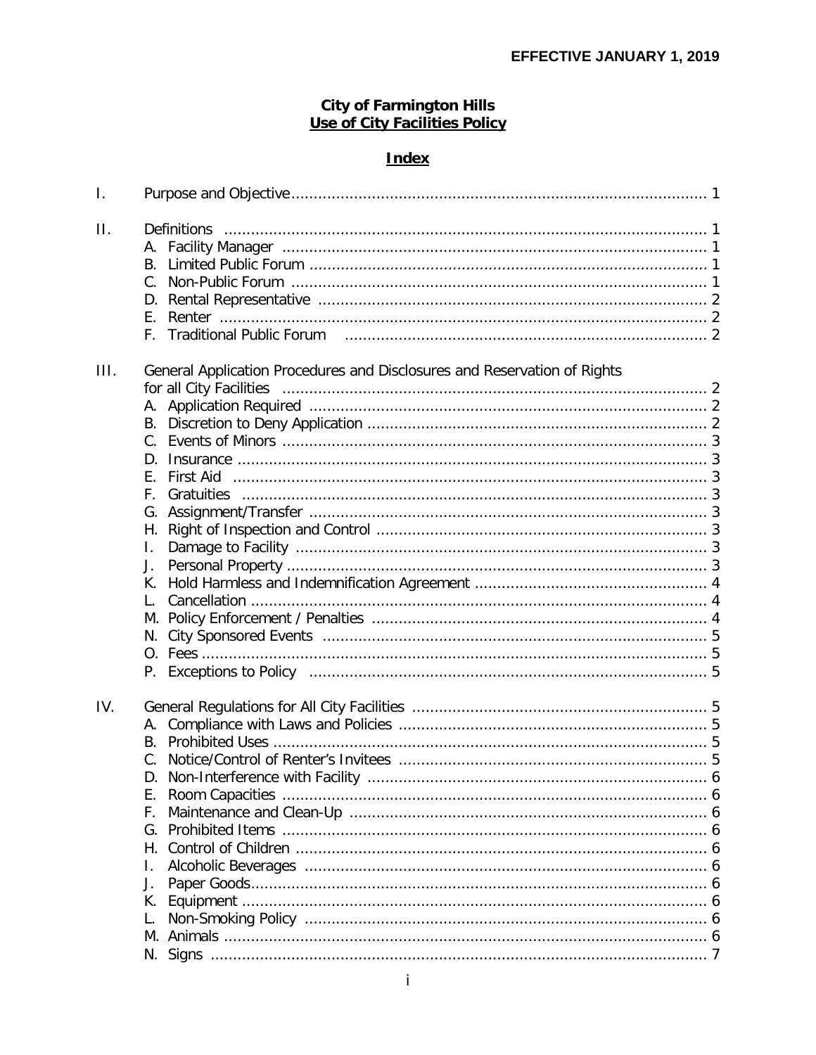**EFFECTIVE JANUARY 1, 2019**

# City of Farmington Hills
## Use of City Facilities Policy

### Index

I. Purpose and Objective ........................................ 1

II. Definitions ........................................ 1
- A. Facility Manager ........................................ 1
- B. Limited Public Forum ........................................ 1
- C. Non-Public Forum ........................................ 1
- D. Rental Representative ........................................ 2
- E. Renter ........................................ 2
- F. Traditional Public Forum ........................................ 2

III. General Application Procedures and Disclosures and Reservation of Rights for all City Facilities ........................................ 2
- A. Application Required ........................................ 2
- B. Discretion to Deny Application ........................................ 2
- C. Events of Minors ........................................ 3
- D. Insurance ........................................ 3
- E. First Aid ........................................ 3
- F. Gratuities ........................................ 3
- G. Assignment/Transfer ........................................ 3
- H. Right of Inspection and Control ........................................ 3
- I. Damage to Facility ........................................ 3
- J. Personal Property ........................................ 3
- K. Hold Harmless and Indemnification Agreement ........................................ 4
- L. Cancellation ........................................ 4
- M. Policy Enforcement / Penalties ........................................ 4
- N. City Sponsored Events ........................................ 5
- O. Fees ........................................ 5
- P. Exceptions to Policy ........................................ 5

IV. General Regulations for All City Facilities ........................................ 5
- A. Compliance with Laws and Policies ........................................ 5
- B. Prohibited Uses ........................................ 5
- C. Notice/Control of Renter's Invitees ........................................ 5
- D. Non-Interference with Facility ........................................ 6
- E. Room Capacities ........................................ 6
- F. Maintenance and Clean-Up ........................................ 6
- G. Prohibited Items ........................................ 6
- H. Control of Children ........................................ 6
- I. Alcoholic Beverages ........................................ 6
- J. Paper Goods ........................................ 6
- K. Equipment ........................................ 6
- L. Non-Smoking Policy ........................................ 6
- M. Animals ........................................ 6
- N. Signs ........................................ 7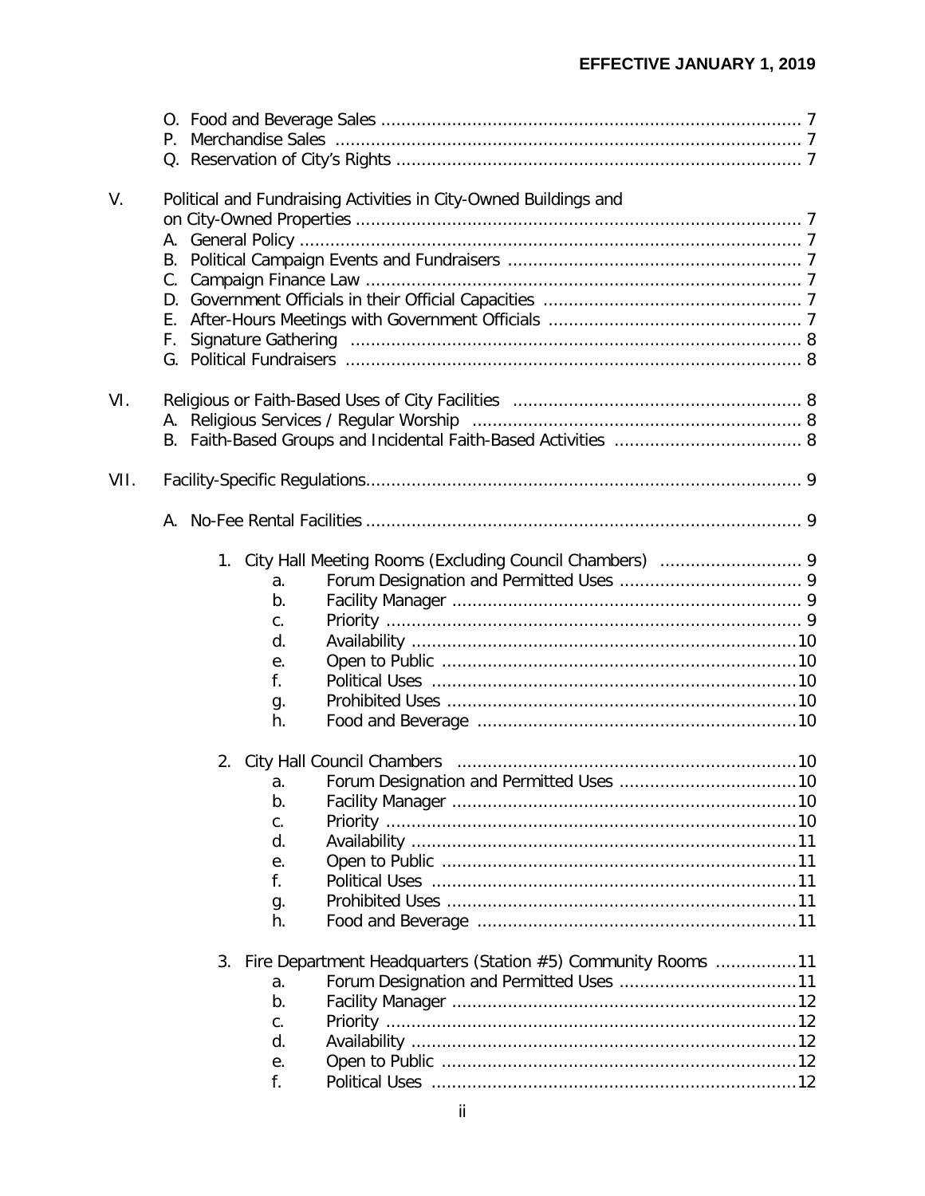O. Food and Beverage Sales .......... 7
P. Merchandise Sales .......... 7
Q. Reservation of City's Rights .......... 7

V. Political and Fundraising Activities in City-Owned Buildings and on City-Owned Properties .......... 7
   A. General Policy .......... 7
   B. Political Campaign Events and Fundraisers .......... 7
   C. Campaign Finance Law .......... 7
   D. Government Officials in their Official Capacities .......... 7
   E. After-Hours Meetings with Government Officials .......... 7
   F. Signature Gathering .......... 8
   G. Political Fundraisers .......... 8

VI. Religious or Faith-Based Uses of City Facilities .......... 8
   A. Religious Services / Regular Worship .......... 8
   B. Faith-Based Groups and Incidental Faith-Based Activities .......... 8

VII. Facility-Specific Regulations .......... 9

   A. No-Fee Rental Facilities .......... 9

      1. City Hall Meeting Rooms (Excluding Council Chambers) .......... 9
         a. Forum Designation and Permitted Uses .......... 9
         b. Facility Manager .......... 9
         c. Priority .......... 9
         d. Availability .......... 10
         e. Open to Public .......... 10
         f. Political Uses .......... 10
         g. Prohibited Uses .......... 10
         h. Food and Beverage .......... 10

      2. City Hall Council Chambers .......... 10
         a. Forum Designation and Permitted Uses .......... 10
         b. Facility Manager .......... 10
         c. Priority .......... 10
         d. Availability .......... 11
         e. Open to Public .......... 11
         f. Political Uses .......... 11
         g. Prohibited Uses .......... 11
         h. Food and Beverage .......... 11

      3. Fire Department Headquarters (Station #5) Community Rooms .......... 11
         a. Forum Designation and Permitted Uses .......... 11
         b. Facility Manager .......... 12
         c. Priority .......... 12
         d. Availability .......... 12
         e. Open to Public .......... 12
         f. Political Uses .......... 12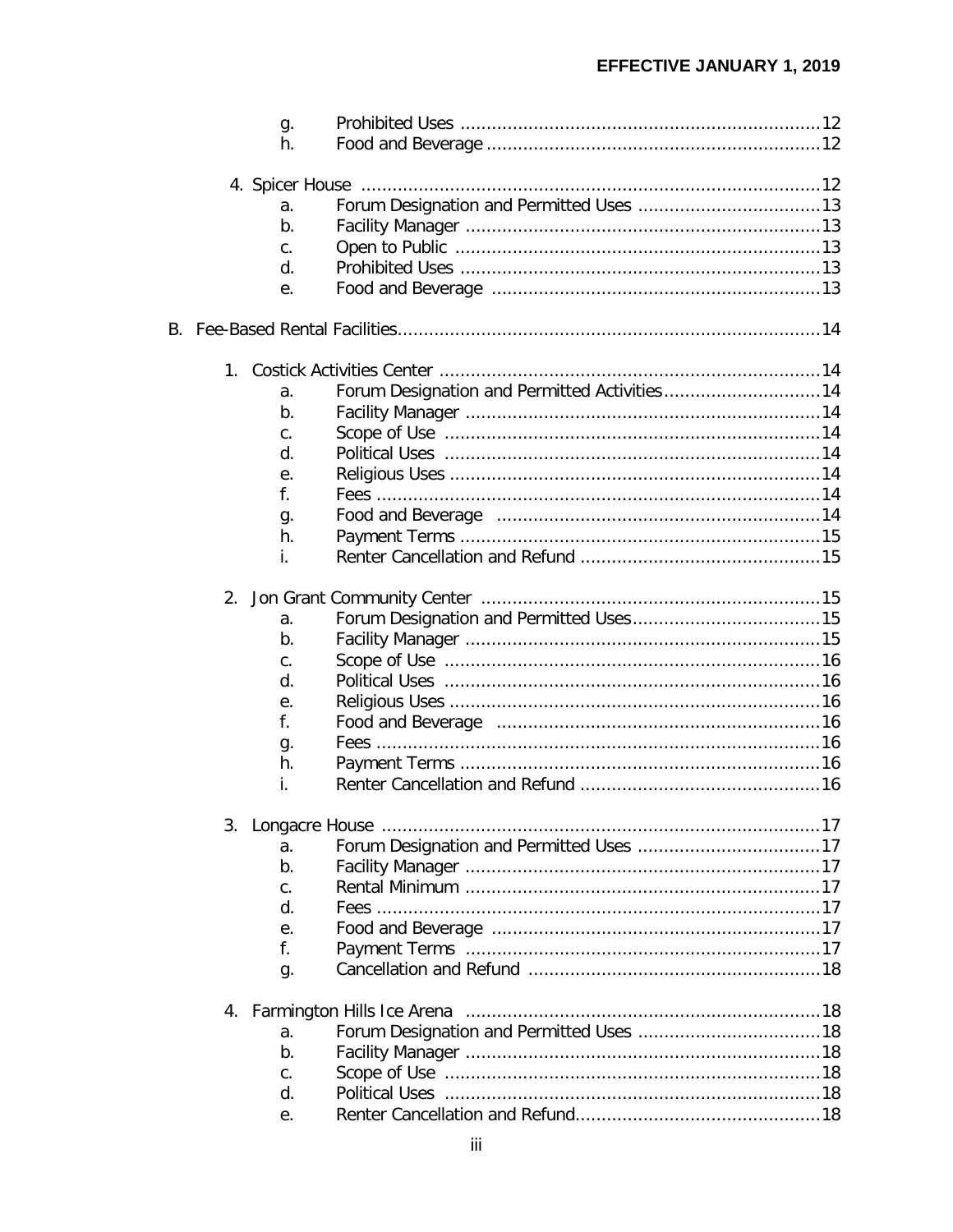EFFECTIVE JANUARY 1, 2019

- g. Prohibited Uses ....................................................................12
- h. Food and Beverage ...............................................................12

4. Spicer House .......................................................................................12
   - a. Forum Designation and Permitted Uses ...................................13
   - b. Facility Manager ...................................................................13
   - c. Open to Public .....................................................................13
   - d. Prohibited Uses ....................................................................13
   - e. Food and Beverage ..............................................................13

B. Fee-Based Rental Facilities................................................................................14

1. Costick Activities Center .........................................................................14
   - a. Forum Designation and Permitted Activities..............................14
   - b. Facility Manager ...................................................................14
   - c. Scope of Use .......................................................................14
   - d. Political Uses .......................................................................14
   - e. Religious Uses ......................................................................14
   - f. Fees ....................................................................................14
   - g. Food and Beverage .............................................................14
   - h. Payment Terms ....................................................................15
   - i. Renter Cancellation and Refund ..............................................15

2. Jon Grant Community Center .................................................................15
   - a. Forum Designation and Permitted Uses....................................15
   - b. Facility Manager ...................................................................15
   - c. Scope of Use .......................................................................16
   - d. Political Uses .......................................................................16
   - e. Religious Uses ......................................................................16
   - f. Food and Beverage .............................................................16
   - g. Fees ....................................................................................16
   - h. Payment Terms ....................................................................16
   - i. Renter Cancellation and Refund ..............................................16

3. Longacre House ....................................................................................17
   - a. Forum Designation and Permitted Uses ...................................17
   - b. Facility Manager ...................................................................17
   - c. Rental Minimum ...................................................................17
   - d. Fees ....................................................................................17
   - e. Food and Beverage ..............................................................17
   - f. Payment Terms ...................................................................17
   - g. Cancellation and Refund ........................................................18

4. Farmington Hills Ice Arena ....................................................................18
   - a. Forum Designation and Permitted Uses ...................................18
   - b. Facility Manager ...................................................................18
   - c. Scope of Use .......................................................................18
   - d. Political Uses .......................................................................18
   - e. Renter Cancellation and Refund...............................................18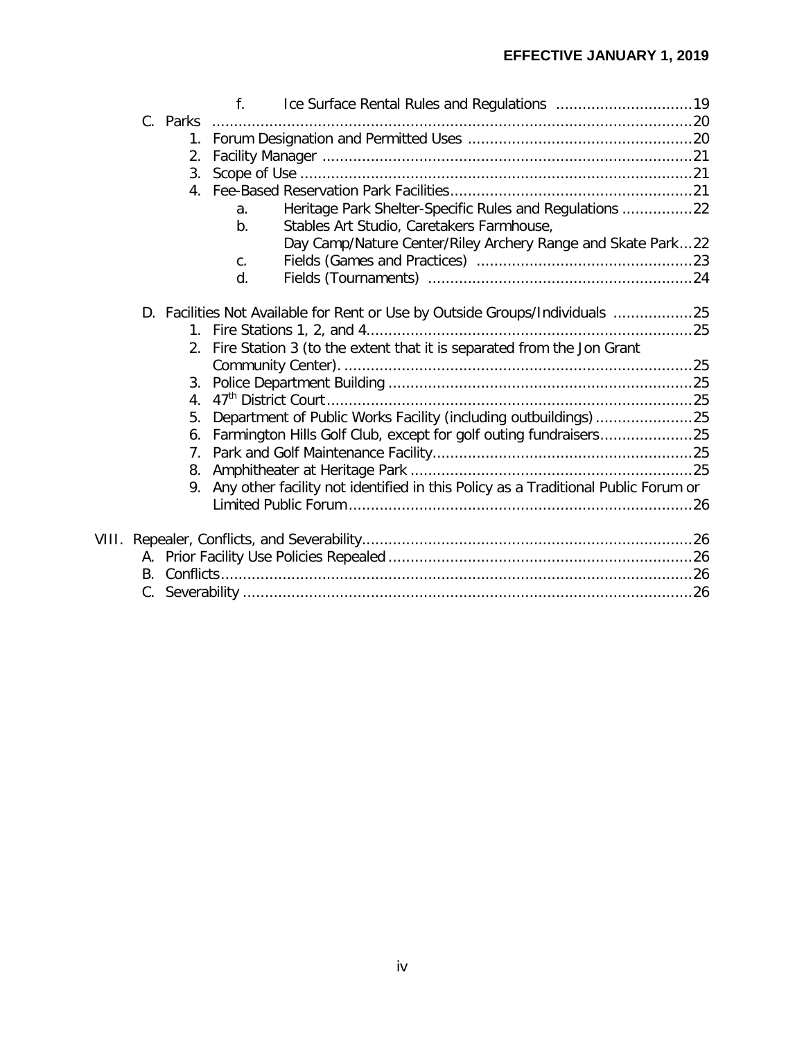f. Ice Surface Rental Rules and Regulations ...............................19

C. Parks ...........................................................................................................20

1. Forum Designation and Permitted Uses ...................................................20
2. Facility Manager ...................................................................................21
3. Scope of Use ........................................................................................21
4. Fee-Based Reservation Park Facilities......................................................21
   a. Heritage Park Shelter-Specific Rules and Regulations ................22
   b. Stables Art Studio, Caretakers Farmhouse, Day Camp/Nature Center/Riley Archery Range and Skate Park...22
   c. Fields (Games and Practices) ................................................23
   d. Fields (Tournaments) ...........................................................24

D. Facilities Not Available for Rent or Use by Outside Groups/Individuals ..................25

1. Fire Stations 1, 2, and 4.........................................................................25
2. Fire Station 3 (to the extent that it is separated from the Jon Grant Community Center). ..............................................................................25
3. Police Department Building .....................................................................25
4. 47th District Court..................................................................................25
5. Department of Public Works Facility (including outbuildings)......................25
6. Farmington Hills Golf Club, except for golf outing fundraisers.....................25
7. Park and Golf Maintenance Facility...........................................................25
8. Amphitheater at Heritage Park ................................................................25
9. Any other facility not identified in this Policy as a Traditional Public Forum or Limited Public Forum..............................................................................26

VIII. Repealer, Conflicts, and Severability..........................................................................26

A. Prior Facility Use Policies Repealed....................................................................26
B. Conflicts..........................................................................................................26
C. Severability .....................................................................................................26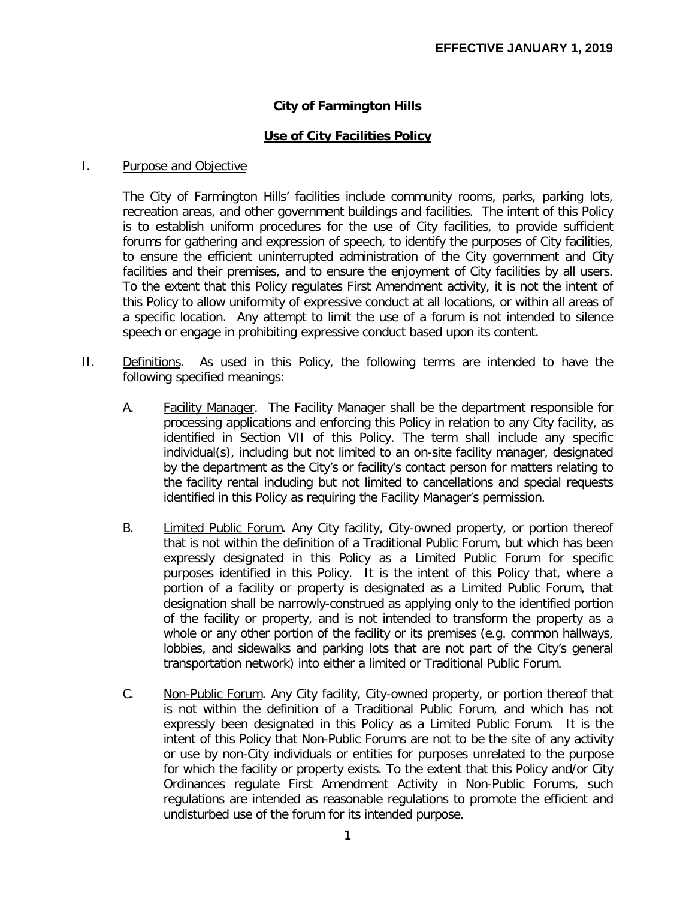**EFFECTIVE JANUARY 1, 2019**

# City of Farmington Hills

## Use of City Facilities Policy

I. Purpose and Objective

The City of Farmington Hills' facilities include community rooms, parks, parking lots, recreation areas, and other government buildings and facilities. The intent of this Policy is to establish uniform procedures for the use of City facilities, to provide sufficient forums for gathering and expression of speech, to identify the purposes of City facilities, to ensure the efficient uninterrupted administration of the City government and City facilities and their premises, and to ensure the enjoyment of City facilities by all users. To the extent that this Policy regulates First Amendment activity, it is not the intent of this Policy to allow uniformity of expressive conduct at all locations, or within all areas of a specific location. Any attempt to limit the use of a forum is not intended to silence speech or engage in prohibiting expressive conduct based upon its content.

II. Definitions. As used in this Policy, the following terms are intended to have the following specified meanings:

A. Facility Manager. The Facility Manager shall be the department responsible for processing applications and enforcing this Policy in relation to any City facility, as identified in Section VII of this Policy. The term shall include any specific individual(s), including but not limited to an on-site facility manager, designated by the department as the City's or facility's contact person for matters relating to the facility rental including but not limited to cancellations and special requests identified in this Policy as requiring the Facility Manager's permission.

B. Limited Public Forum. Any City facility, City-owned property, or portion thereof that is not within the definition of a Traditional Public Forum, but which has been expressly designated in this Policy as a Limited Public Forum for specific purposes identified in this Policy. It is the intent of this Policy that, where a portion of a facility or property is designated as a Limited Public Forum, that designation shall be narrowly-construed as applying only to the identified portion of the facility or property, and is not intended to transform the property as a whole or any other portion of the facility or its premises (e.g. common hallways, lobbies, and sidewalks and parking lots that are not part of the City's general transportation network) into either a limited or Traditional Public Forum.

C. Non-Public Forum. Any City facility, City-owned property, or portion thereof that is not within the definition of a Traditional Public Forum, and which has not expressly been designated in this Policy as a Limited Public Forum. It is the intent of this Policy that Non-Public Forums are not to be the site of any activity or use by non-City individuals or entities for purposes unrelated to the purpose for which the facility or property exists. To the extent that this Policy and/or City Ordinances regulate First Amendment Activity in Non-Public Forums, such regulations are intended as reasonable regulations to promote the efficient and undisturbed use of the forum for its intended purpose.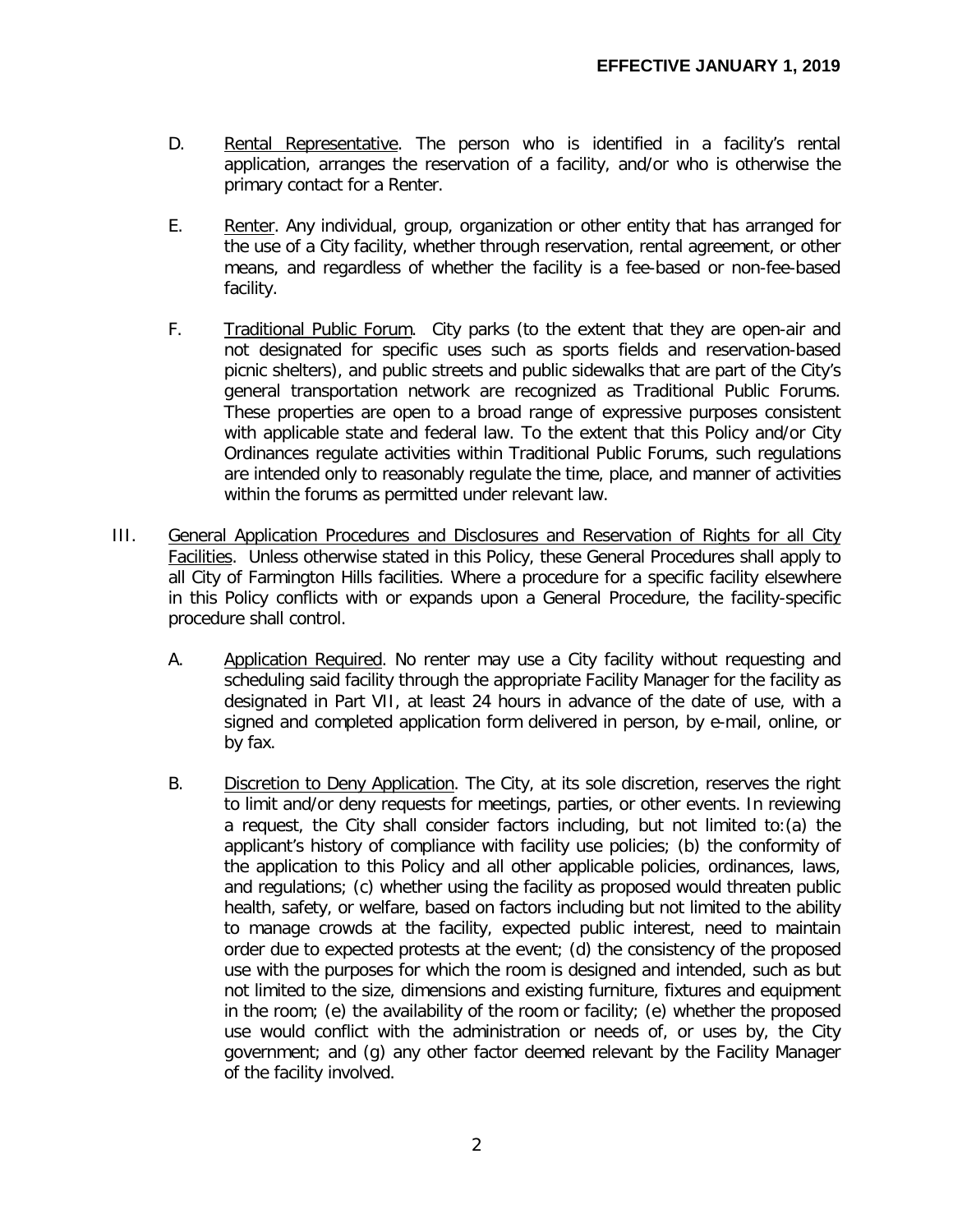D. Rental Representative. The person who is identified in a facility's rental application, arranges the reservation of a facility, and/or who is otherwise the primary contact for a Renter.

E. Renter. Any individual, group, organization or other entity that has arranged for the use of a City facility, whether through reservation, rental agreement, or other means, and regardless of whether the facility is a fee-based or non-fee-based facility.

F. Traditional Public Forum. City parks (to the extent that they are open-air and not designated for specific uses such as sports fields and reservation-based picnic shelters), and public streets and public sidewalks that are part of the City's general transportation network are recognized as Traditional Public Forums. These properties are open to a broad range of expressive purposes consistent with applicable state and federal law. To the extent that this Policy and/or City Ordinances regulate activities within Traditional Public Forums, such regulations are intended only to reasonably regulate the time, place, and manner of activities within the forums as permitted under relevant law.

III. General Application Procedures and Disclosures and Reservation of Rights for all City Facilities. Unless otherwise stated in this Policy, these General Procedures shall apply to all City of Farmington Hills facilities. Where a procedure for a specific facility elsewhere in this Policy conflicts with or expands upon a General Procedure, the facility-specific procedure shall control.

A. Application Required. No renter may use a City facility without requesting and scheduling said facility through the appropriate Facility Manager for the facility as designated in Part VII, at least 24 hours in advance of the date of use, with a signed and completed application form delivered in person, by e-mail, online, or by fax.

B. Discretion to Deny Application. The City, at its sole discretion, reserves the right to limit and/or deny requests for meetings, parties, or other events. In reviewing a request, the City shall consider factors including, but not limited to:(a) the applicant's history of compliance with facility use policies; (b) the conformity of the application to this Policy and all other applicable policies, ordinances, laws, and regulations; (c) whether using the facility as proposed would threaten public health, safety, or welfare, based on factors including but not limited to the ability to manage crowds at the facility, expected public interest, need to maintain order due to expected protests at the event; (d) the consistency of the proposed use with the purposes for which the room is designed and intended, such as but not limited to the size, dimensions and existing furniture, fixtures and equipment in the room; (e) the availability of the room or facility; (e) whether the proposed use would conflict with the administration or needs of, or uses by, the City government; and (g) any other factor deemed relevant by the Facility Manager of the facility involved.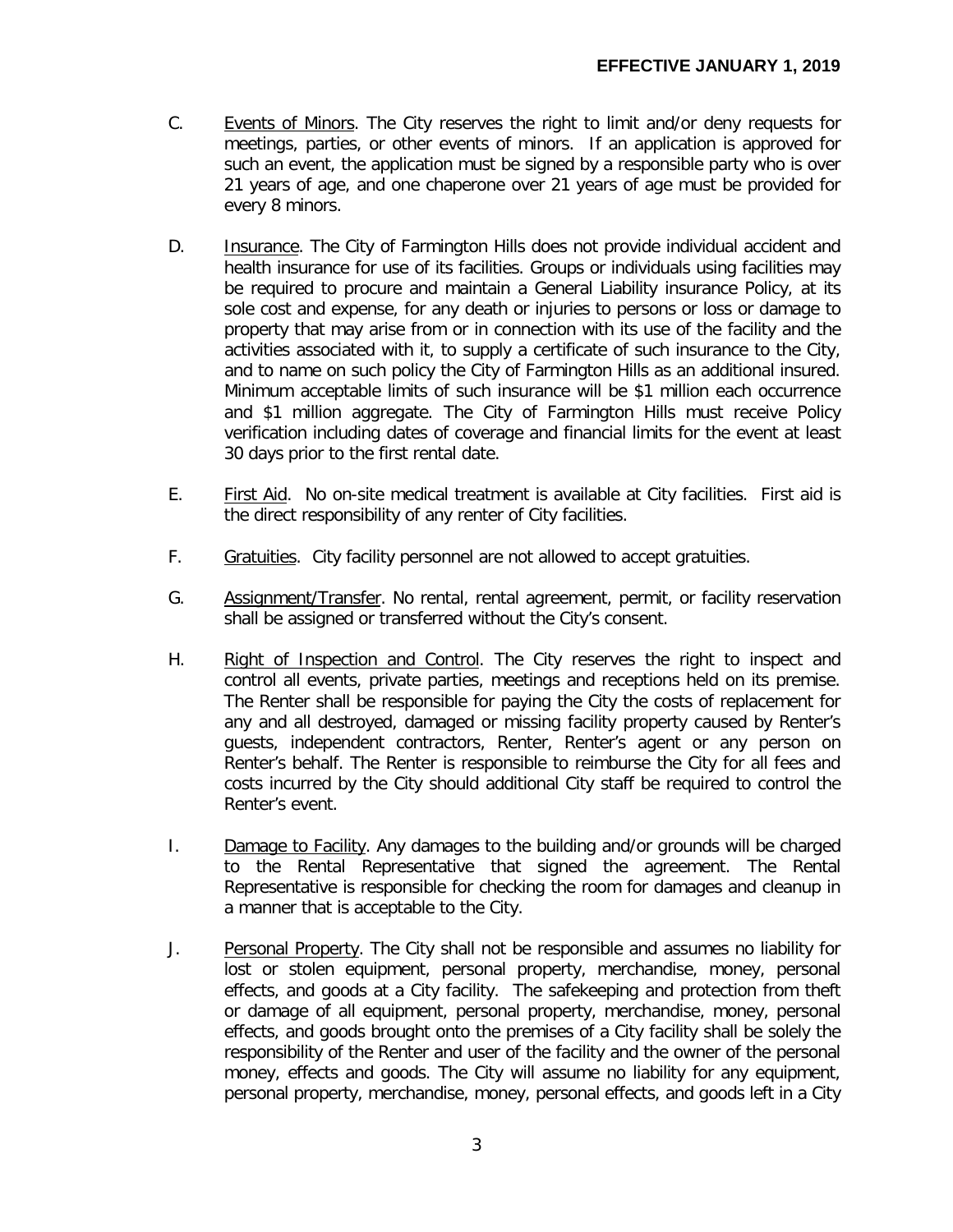**EFFECTIVE JANUARY 1, 2019**

C. Events of Minors. The City reserves the right to limit and/or deny requests for meetings, parties, or other events of minors. If an application is approved for such an event, the application must be signed by a responsible party who is over 21 years of age, and one chaperone over 21 years of age must be provided for every 8 minors.

D. Insurance. The City of Farmington Hills does not provide individual accident and health insurance for use of its facilities. Groups or individuals using facilities may be required to procure and maintain a General Liability insurance Policy, at its sole cost and expense, for any death or injuries to persons or loss or damage to property that may arise from or in connection with its use of the facility and the activities associated with it, to supply a certificate of such insurance to the City, and to name on such policy the City of Farmington Hills as an additional insured. Minimum acceptable limits of such insurance will be $1 million each occurrence and $1 million aggregate. The City of Farmington Hills must receive Policy verification including dates of coverage and financial limits for the event at least 30 days prior to the first rental date.

E. First Aid. No on-site medical treatment is available at City facilities. First aid is the direct responsibility of any renter of City facilities.

F. Gratuities. City facility personnel are not allowed to accept gratuities.

G. Assignment/Transfer. No rental, rental agreement, permit, or facility reservation shall be assigned or transferred without the City's consent.

H. Right of Inspection and Control. The City reserves the right to inspect and control all events, private parties, meetings and receptions held on its premise. The Renter shall be responsible for paying the City the costs of replacement for any and all destroyed, damaged or missing facility property caused by Renter's guests, independent contractors, Renter, Renter's agent or any person on Renter's behalf. The Renter is responsible to reimburse the City for all fees and costs incurred by the City should additional City staff be required to control the Renter's event.

I. Damage to Facility. Any damages to the building and/or grounds will be charged to the Rental Representative that signed the agreement. The Rental Representative is responsible for checking the room for damages and cleanup in a manner that is acceptable to the City.

J. Personal Property. The City shall not be responsible and assumes no liability for lost or stolen equipment, personal property, merchandise, money, personal effects, and goods at a City facility. The safekeeping and protection from theft or damage of all equipment, personal property, merchandise, money, personal effects, and goods brought onto the premises of a City facility shall be solely the responsibility of the Renter and user of the facility and the owner of the personal money, effects and goods. The City will assume no liability for any equipment, personal property, merchandise, money, personal effects, and goods left in a City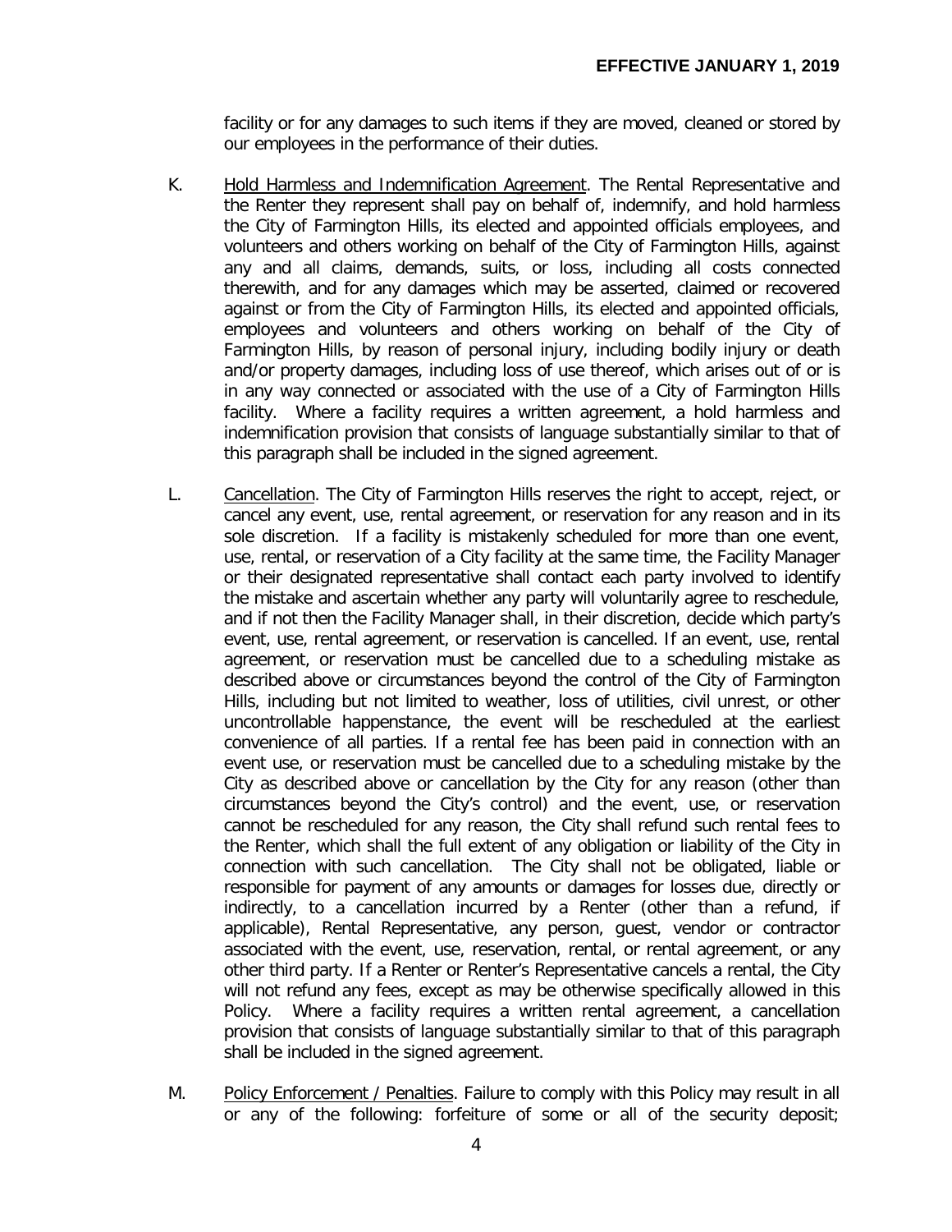facility or for any damages to such items if they are moved, cleaned or stored by our employees in the performance of their duties.

K. Hold Harmless and Indemnification Agreement. The Rental Representative and the Renter they represent shall pay on behalf of, indemnify, and hold harmless the City of Farmington Hills, its elected and appointed officials employees, and volunteers and others working on behalf of the City of Farmington Hills, against any and all claims, demands, suits, or loss, including all costs connected therewith, and for any damages which may be asserted, claimed or recovered against or from the City of Farmington Hills, its elected and appointed officials, employees and volunteers and others working on behalf of the City of Farmington Hills, by reason of personal injury, including bodily injury or death and/or property damages, including loss of use thereof, which arises out of or is in any way connected or associated with the use of a City of Farmington Hills facility. Where a facility requires a written agreement, a hold harmless and indemnification provision that consists of language substantially similar to that of this paragraph shall be included in the signed agreement.

L. Cancellation. The City of Farmington Hills reserves the right to accept, reject, or cancel any event, use, rental agreement, or reservation for any reason and in its sole discretion. If a facility is mistakenly scheduled for more than one event, use, rental, or reservation of a City facility at the same time, the Facility Manager or their designated representative shall contact each party involved to identify the mistake and ascertain whether any party will voluntarily agree to reschedule, and if not then the Facility Manager shall, in their discretion, decide which party's event, use, rental agreement, or reservation is cancelled. If an event, use, rental agreement, or reservation must be cancelled due to a scheduling mistake as described above or circumstances beyond the control of the City of Farmington Hills, including but not limited to weather, loss of utilities, civil unrest, or other uncontrollable happenstance, the event will be rescheduled at the earliest convenience of all parties. If a rental fee has been paid in connection with an event use, or reservation must be cancelled due to a scheduling mistake by the City as described above or cancellation by the City for any reason (other than circumstances beyond the City's control) and the event, use, or reservation cannot be rescheduled for any reason, the City shall refund such rental fees to the Renter, which shall the full extent of any obligation or liability of the City in connection with such cancellation. The City shall not be obligated, liable or responsible for payment of any amounts or damages for losses due, directly or indirectly, to a cancellation incurred by a Renter (other than a refund, if applicable), Rental Representative, any person, guest, vendor or contractor associated with the event, use, reservation, rental, or rental agreement, or any other third party. If a Renter or Renter's Representative cancels a rental, the City will not refund any fees, except as may be otherwise specifically allowed in this Policy. Where a facility requires a written rental agreement, a cancellation provision that consists of language substantially similar to that of this paragraph shall be included in the signed agreement.

M. Policy Enforcement / Penalties. Failure to comply with this Policy may result in all or any of the following: forfeiture of some or all of the security deposit;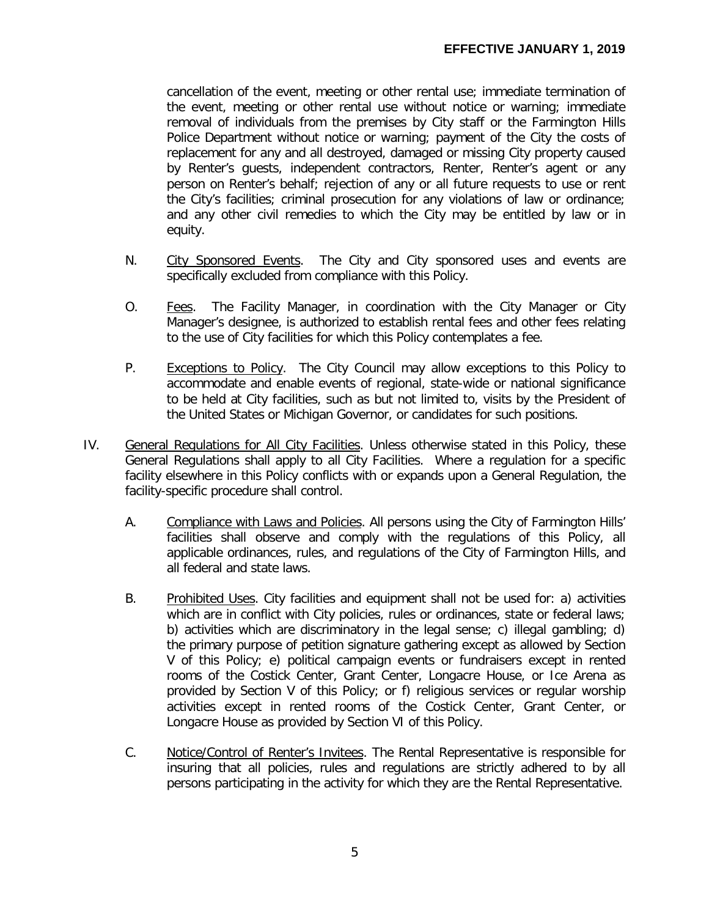cancellation of the event, meeting or other rental use; immediate termination of the event, meeting or other rental use without notice or warning; immediate removal of individuals from the premises by City staff or the Farmington Hills Police Department without notice or warning; payment of the City the costs of replacement for any and all destroyed, damaged or missing City property caused by Renter's guests, independent contractors, Renter, Renter's agent or any person on Renter's behalf; rejection of any or all future requests to use or rent the City's facilities; criminal prosecution for any violations of law or ordinance; and any other civil remedies to which the City may be entitled by law or in equity.

N. City Sponsored Events. The City and City sponsored uses and events are specifically excluded from compliance with this Policy.

O. Fees. The Facility Manager, in coordination with the City Manager or City Manager's designee, is authorized to establish rental fees and other fees relating to the use of City facilities for which this Policy contemplates a fee.

P. Exceptions to Policy. The City Council may allow exceptions to this Policy to accommodate and enable events of regional, state-wide or national significance to be held at City facilities, such as but not limited to, visits by the President of the United States or Michigan Governor, or candidates for such positions.

IV. General Regulations for All City Facilities. Unless otherwise stated in this Policy, these General Regulations shall apply to all City Facilities. Where a regulation for a specific facility elsewhere in this Policy conflicts with or expands upon a General Regulation, the facility-specific procedure shall control.

A. Compliance with Laws and Policies. All persons using the City of Farmington Hills' facilities shall observe and comply with the regulations of this Policy, all applicable ordinances, rules, and regulations of the City of Farmington Hills, and all federal and state laws.

B. Prohibited Uses. City facilities and equipment shall not be used for: a) activities which are in conflict with City policies, rules or ordinances, state or federal laws; b) activities which are discriminatory in the legal sense; c) illegal gambling; d) the primary purpose of petition signature gathering except as allowed by Section V of this Policy; e) political campaign events or fundraisers except in rented rooms of the Costick Center, Grant Center, Longacre House, or Ice Arena as provided by Section V of this Policy; or f) religious services or regular worship activities except in rented rooms of the Costick Center, Grant Center, or Longacre House as provided by Section VI of this Policy.

C. Notice/Control of Renter's Invitees. The Rental Representative is responsible for insuring that all policies, rules and regulations are strictly adhered to by all persons participating in the activity for which they are the Rental Representative.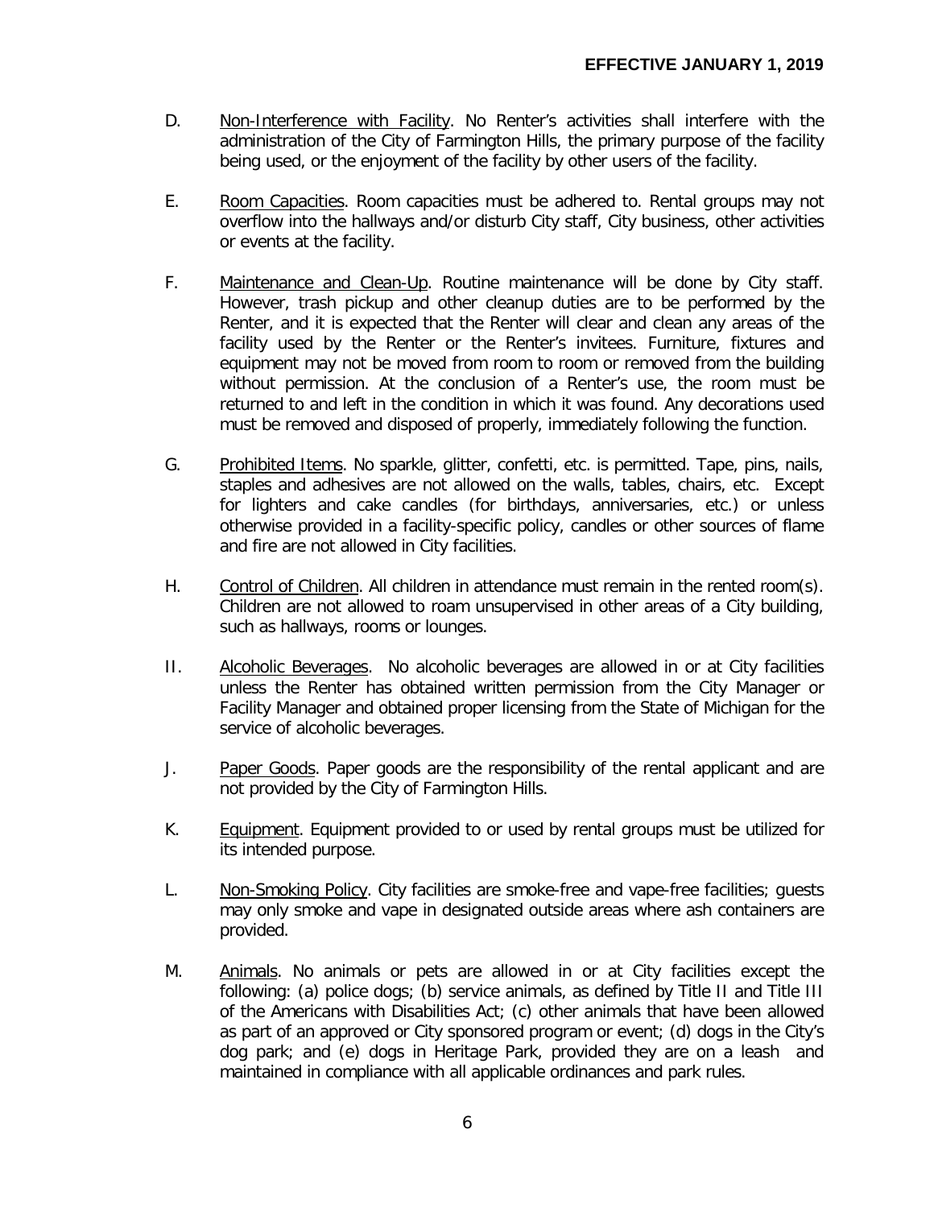**EFFECTIVE JANUARY 1, 2019**

D. Non-Interference with Facility. No Renter's activities shall interfere with the administration of the City of Farmington Hills, the primary purpose of the facility being used, or the enjoyment of the facility by other users of the facility.

E. Room Capacities. Room capacities must be adhered to. Rental groups may not overflow into the hallways and/or disturb City staff, City business, other activities or events at the facility.

F. Maintenance and Clean-Up. Routine maintenance will be done by City staff. However, trash pickup and other cleanup duties are to be performed by the Renter, and it is expected that the Renter will clear and clean any areas of the facility used by the Renter or the Renter's invitees. Furniture, fixtures and equipment may not be moved from room to room or removed from the building without permission. At the conclusion of a Renter's use, the room must be returned to and left in the condition in which it was found. Any decorations used must be removed and disposed of properly, immediately following the function.

G. Prohibited Items. No sparkle, glitter, confetti, etc. is permitted. Tape, pins, nails, staples and adhesives are not allowed on the walls, tables, chairs, etc. Except for lighters and cake candles (for birthdays, anniversaries, etc.) or unless otherwise provided in a facility-specific policy, candles or other sources of flame and fire are not allowed in City facilities.

H. Control of Children. All children in attendance must remain in the rented room(s). Children are not allowed to roam unsupervised in other areas of a City building, such as hallways, rooms or lounges.

II. Alcoholic Beverages. No alcoholic beverages are allowed in or at City facilities unless the Renter has obtained written permission from the City Manager or Facility Manager and obtained proper licensing from the State of Michigan for the service of alcoholic beverages.

J. Paper Goods. Paper goods are the responsibility of the rental applicant and are not provided by the City of Farmington Hills.

K. Equipment. Equipment provided to or used by rental groups must be utilized for its intended purpose.

L. Non-Smoking Policy. City facilities are smoke-free and vape-free facilities; guests may only smoke and vape in designated outside areas where ash containers are provided.

M. Animals. No animals or pets are allowed in or at City facilities except the following: (a) police dogs; (b) service animals, as defined by Title II and Title III of the Americans with Disabilities Act; (c) other animals that have been allowed as part of an approved or City sponsored program or event; (d) dogs in the City's dog park; and (e) dogs in Heritage Park, provided they are on a leash and maintained in compliance with all applicable ordinances and park rules.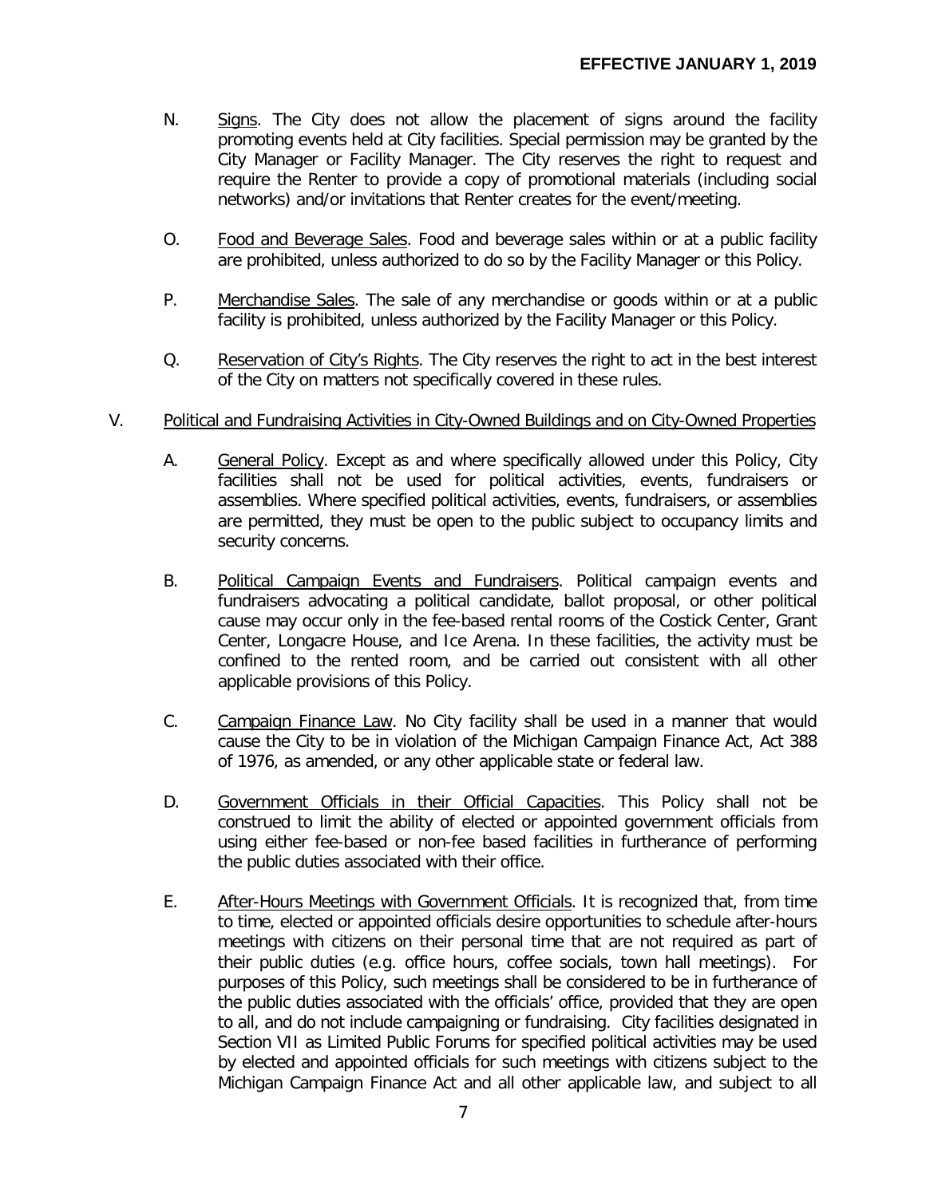N. Signs. The City does not allow the placement of signs around the facility promoting events held at City facilities. Special permission may be granted by the City Manager or Facility Manager. The City reserves the right to request and require the Renter to provide a copy of promotional materials (including social networks) and/or invitations that Renter creates for the event/meeting.

O. Food and Beverage Sales. Food and beverage sales within or at a public facility are prohibited, unless authorized to do so by the Facility Manager or this Policy.

P. Merchandise Sales. The sale of any merchandise or goods within or at a public facility is prohibited, unless authorized by the Facility Manager or this Policy.

Q. Reservation of City's Rights. The City reserves the right to act in the best interest of the City on matters not specifically covered in these rules.

## V. Political and Fundraising Activities in City-Owned Buildings and on City-Owned Properties

A. General Policy. Except as and where specifically allowed under this Policy, City facilities shall not be used for political activities, events, fundraisers or assemblies. Where specified political activities, events, fundraisers, or assemblies are permitted, they must be open to the public subject to occupancy limits and security concerns.

B. Political Campaign Events and Fundraisers. Political campaign events and fundraisers advocating a political candidate, ballot proposal, or other political cause may occur only in the fee-based rental rooms of the Costick Center, Grant Center, Longacre House, and Ice Arena. In these facilities, the activity must be confined to the rented room, and be carried out consistent with all other applicable provisions of this Policy.

C. Campaign Finance Law. No City facility shall be used in a manner that would cause the City to be in violation of the Michigan Campaign Finance Act, Act 388 of 1976, as amended, or any other applicable state or federal law.

D. Government Officials in their Official Capacities. This Policy shall not be construed to limit the ability of elected or appointed government officials from using either fee-based or non-fee based facilities in furtherance of performing the public duties associated with their office.

E. After-Hours Meetings with Government Officials. It is recognized that, from time to time, elected or appointed officials desire opportunities to schedule after-hours meetings with citizens on their personal time that are not required as part of their public duties (e.g. office hours, coffee socials, town hall meetings). For purposes of this Policy, such meetings shall be considered to be in furtherance of the public duties associated with the officials' office, provided that they are open to all, and do not include campaigning or fundraising. City facilities designated in Section VII as Limited Public Forums for specified political activities may be used by elected and appointed officials for such meetings with citizens subject to the Michigan Campaign Finance Act and all other applicable law, and subject to all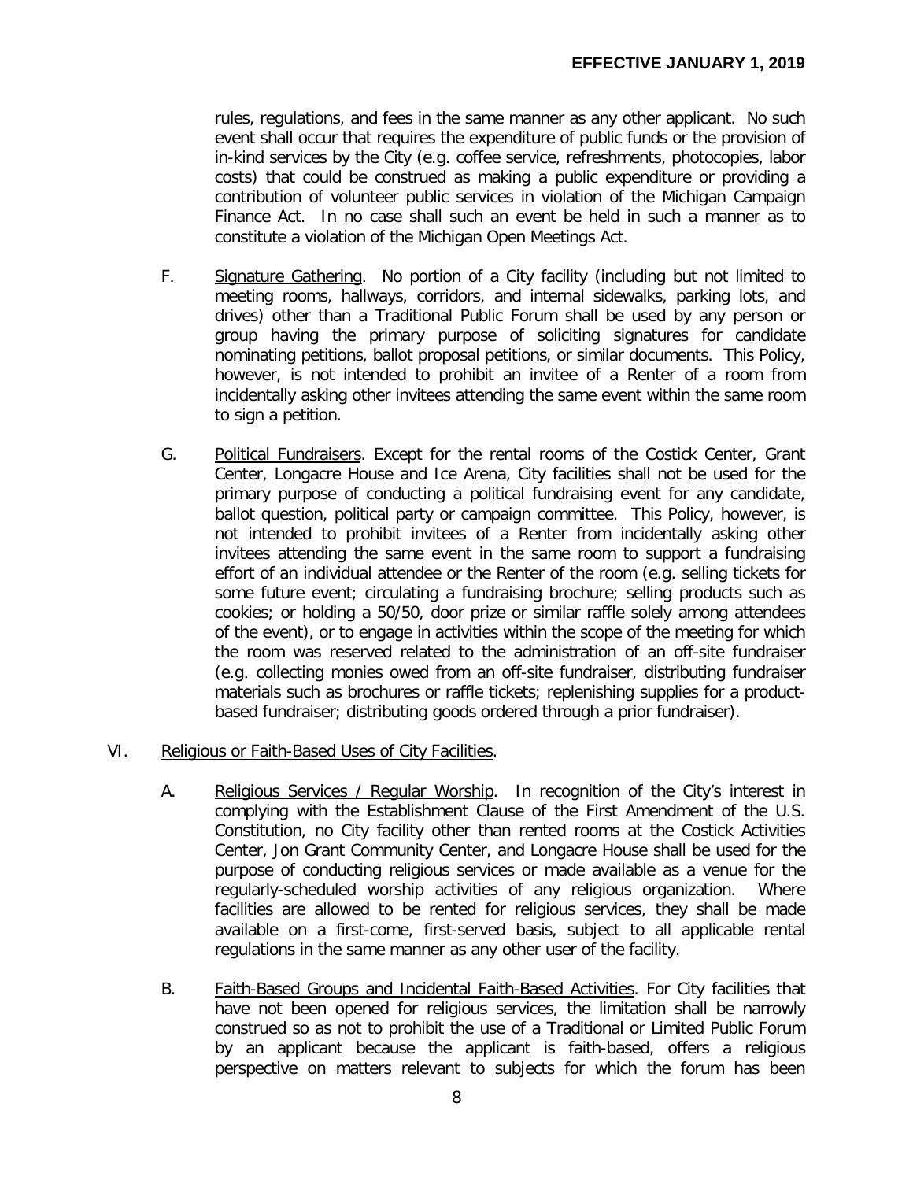rules, regulations, and fees in the same manner as any other applicant. No such event shall occur that requires the expenditure of public funds or the provision of in-kind services by the City (e.g. coffee service, refreshments, photocopies, labor costs) that could be construed as making a public expenditure or providing a contribution of volunteer public services in violation of the Michigan Campaign Finance Act. In no case shall such an event be held in such a manner as to constitute a violation of the Michigan Open Meetings Act.

F. Signature Gathering. No portion of a City facility (including but not limited to meeting rooms, hallways, corridors, and internal sidewalks, parking lots, and drives) other than a Traditional Public Forum shall be used by any person or group having the primary purpose of soliciting signatures for candidate nominating petitions, ballot proposal petitions, or similar documents. This Policy, however, is not intended to prohibit an invitee of a Renter of a room from incidentally asking other invitees attending the same event within the same room to sign a petition.

G. Political Fundraisers. Except for the rental rooms of the Costick Center, Grant Center, Longacre House and Ice Arena, City facilities shall not be used for the primary purpose of conducting a political fundraising event for any candidate, ballot question, political party or campaign committee. This Policy, however, is not intended to prohibit invitees of a Renter from incidentally asking other invitees attending the same event in the same room to support a fundraising effort of an individual attendee or the Renter of the room (e.g. selling tickets for some future event; circulating a fundraising brochure; selling products such as cookies; or holding a 50/50, door prize or similar raffle solely among attendees of the event), or to engage in activities within the scope of the meeting for which the room was reserved related to the administration of an off-site fundraiser (e.g. collecting monies owed from an off-site fundraiser, distributing fundraiser materials such as brochures or raffle tickets; replenishing supplies for a product-based fundraiser; distributing goods ordered through a prior fundraiser).

VI. Religious or Faith-Based Uses of City Facilities.

A. Religious Services / Regular Worship. In recognition of the City's interest in complying with the Establishment Clause of the First Amendment of the U.S. Constitution, no City facility other than rented rooms at the Costick Activities Center, Jon Grant Community Center, and Longacre House shall be used for the purpose of conducting religious services or made available as a venue for the regularly-scheduled worship activities of any religious organization. Where facilities are allowed to be rented for religious services, they shall be made available on a first-come, first-served basis, subject to all applicable rental regulations in the same manner as any other user of the facility.

B. Faith-Based Groups and Incidental Faith-Based Activities. For City facilities that have not been opened for religious services, the limitation shall be narrowly construed so as not to prohibit the use of a Traditional or Limited Public Forum by an applicant because the applicant is faith-based, offers a religious perspective on matters relevant to subjects for which the forum has been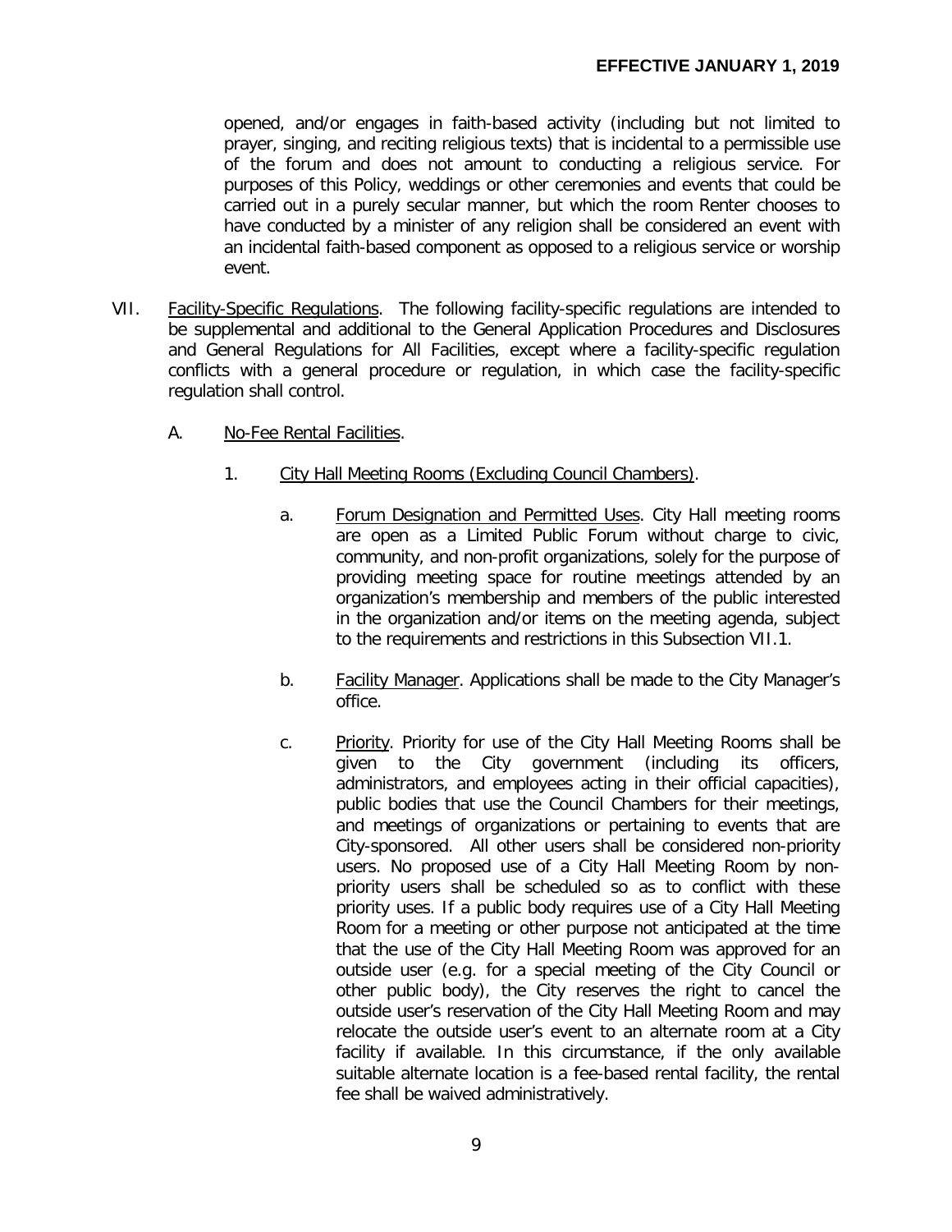opened, and/or engages in faith-based activity (including but not limited to prayer, singing, and reciting religious texts) that is incidental to a permissible use of the forum and does not amount to conducting a religious service. For purposes of this Policy, weddings or other ceremonies and events that could be carried out in a purely secular manner, but which the room Renter chooses to have conducted by a minister of any religion shall be considered an event with an incidental faith-based component as opposed to a religious service or worship event.

VII. Facility-Specific Regulations. The following facility-specific regulations are intended to be supplemental and additional to the General Application Procedures and Disclosures and General Regulations for All Facilities, except where a facility-specific regulation conflicts with a general procedure or regulation, in which case the facility-specific regulation shall control.

A. No-Fee Rental Facilities.

1. City Hall Meeting Rooms (Excluding Council Chambers).

a. Forum Designation and Permitted Uses. City Hall meeting rooms are open as a Limited Public Forum without charge to civic, community, and non-profit organizations, solely for the purpose of providing meeting space for routine meetings attended by an organization's membership and members of the public interested in the organization and/or items on the meeting agenda, subject to the requirements and restrictions in this Subsection VII.1.

b. Facility Manager. Applications shall be made to the City Manager's office.

c. Priority. Priority for use of the City Hall Meeting Rooms shall be given to the City government (including its officers, administrators, and employees acting in their official capacities), public bodies that use the Council Chambers for their meetings, and meetings of organizations or pertaining to events that are City-sponsored. All other users shall be considered non-priority users. No proposed use of a City Hall Meeting Room by non-priority users shall be scheduled so as to conflict with these priority uses. If a public body requires use of a City Hall Meeting Room for a meeting or other purpose not anticipated at the time that the use of the City Hall Meeting Room was approved for an outside user (e.g. for a special meeting of the City Council or other public body), the City reserves the right to cancel the outside user's reservation of the City Hall Meeting Room and may relocate the outside user's event to an alternate room at a City facility if available. In this circumstance, if the only available suitable alternate location is a fee-based rental facility, the rental fee shall be waived administratively.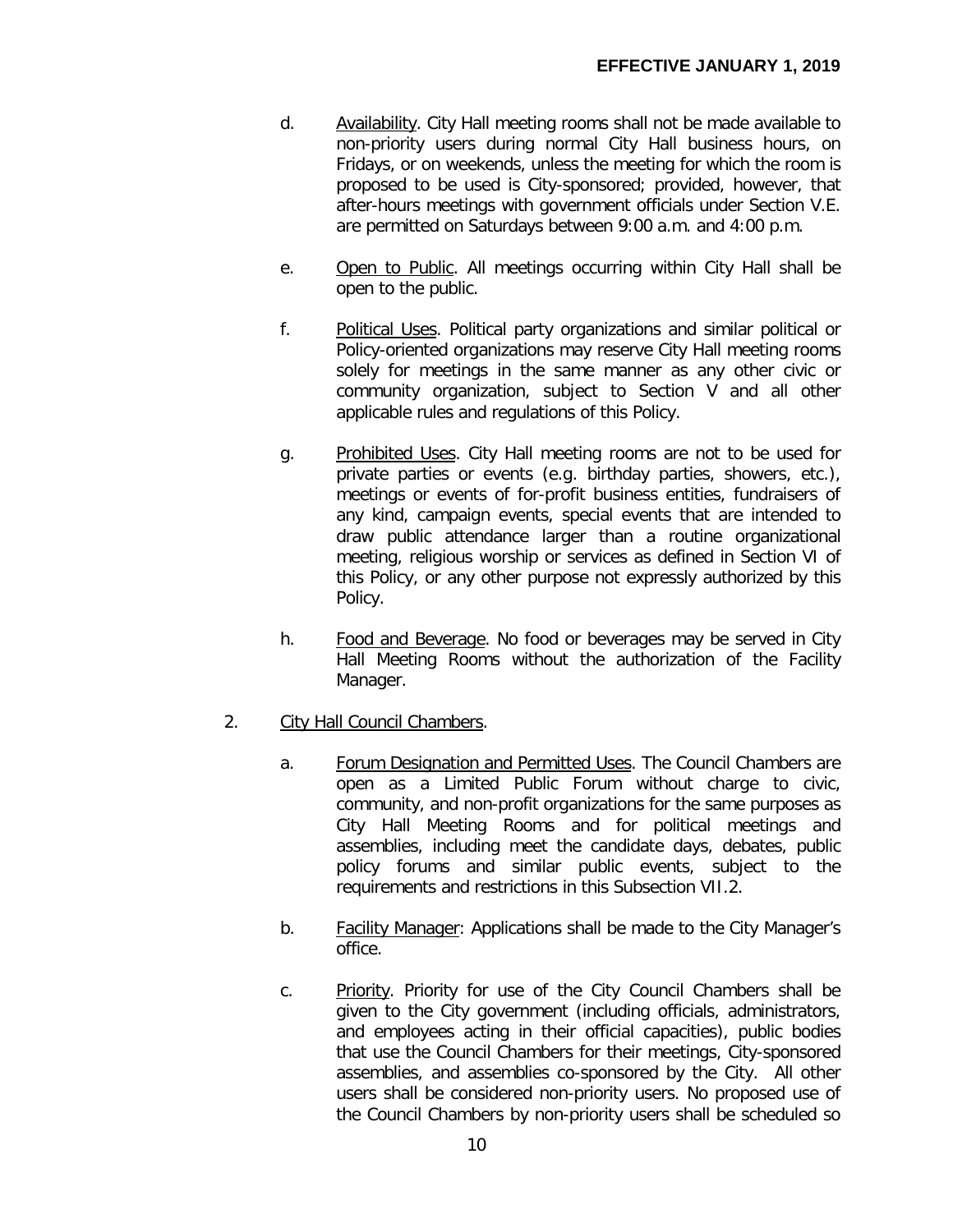d. Availability. City Hall meeting rooms shall not be made available to non-priority users during normal City Hall business hours, on Fridays, or on weekends, unless the meeting for which the room is proposed to be used is City-sponsored; provided, however, that after-hours meetings with government officials under Section V.E. are permitted on Saturdays between 9:00 a.m. and 4:00 p.m.

e. Open to Public. All meetings occurring within City Hall shall be open to the public.

f. Political Uses. Political party organizations and similar political or Policy-oriented organizations may reserve City Hall meeting rooms solely for meetings in the same manner as any other civic or community organization, subject to Section V and all other applicable rules and regulations of this Policy.

g. Prohibited Uses. City Hall meeting rooms are not to be used for private parties or events (e.g. birthday parties, showers, etc.), meetings or events of for-profit business entities, fundraisers of any kind, campaign events, special events that are intended to draw public attendance larger than a routine organizational meeting, religious worship or services as defined in Section VI of this Policy, or any other purpose not expressly authorized by this Policy.

h. Food and Beverage. No food or beverages may be served in City Hall Meeting Rooms without the authorization of the Facility Manager.

2. City Hall Council Chambers.

a. Forum Designation and Permitted Uses. The Council Chambers are open as a Limited Public Forum without charge to civic, community, and non-profit organizations for the same purposes as City Hall Meeting Rooms and for political meetings and assemblies, including meet the candidate days, debates, public policy forums and similar public events, subject to the requirements and restrictions in this Subsection VII.2.

b. Facility Manager: Applications shall be made to the City Manager's office.

c. Priority. Priority for use of the City Council Chambers shall be given to the City government (including officials, administrators, and employees acting in their official capacities), public bodies that use the Council Chambers for their meetings, City-sponsored assemblies, and assemblies co-sponsored by the City. All other users shall be considered non-priority users. No proposed use of the Council Chambers by non-priority users shall be scheduled so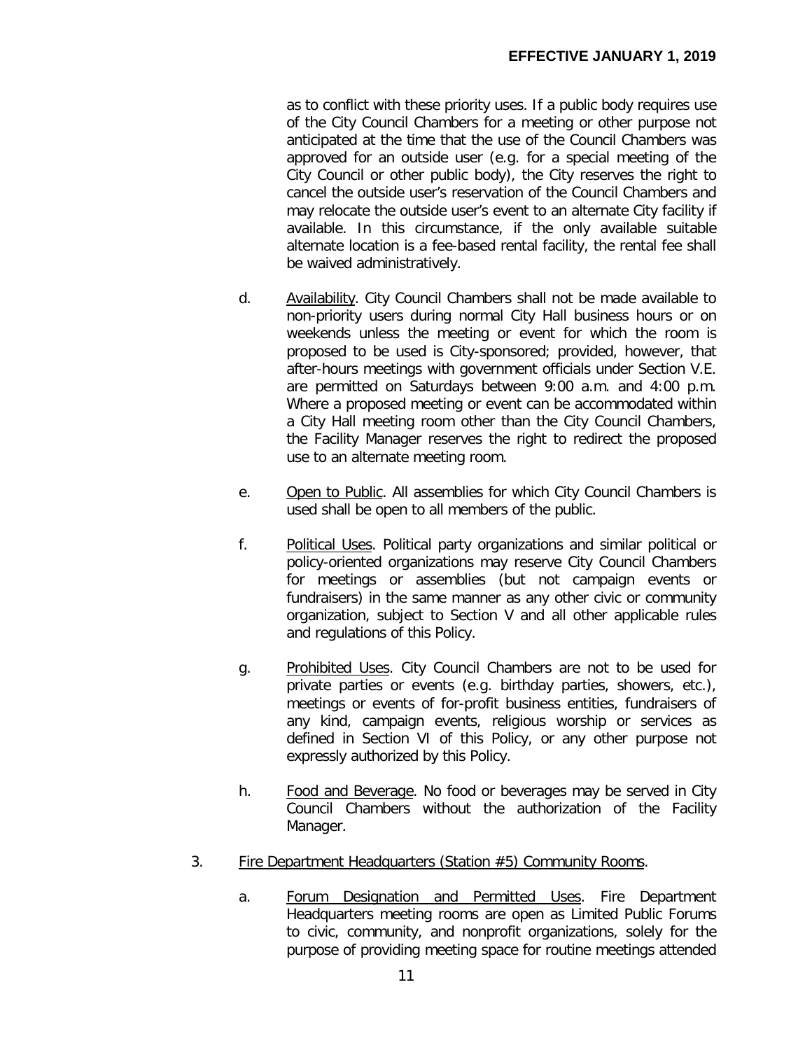as to conflict with these priority uses. If a public body requires use of the City Council Chambers for a meeting or other purpose not anticipated at the time that the use of the Council Chambers was approved for an outside user (e.g. for a special meeting of the City Council or other public body), the City reserves the right to cancel the outside user's reservation of the Council Chambers and may relocate the outside user's event to an alternate City facility if available. In this circumstance, if the only available suitable alternate location is a fee-based rental facility, the rental fee shall be waived administratively.

d. Availability. City Council Chambers shall not be made available to non-priority users during normal City Hall business hours or on weekends unless the meeting or event for which the room is proposed to be used is City-sponsored; provided, however, that after-hours meetings with government officials under Section V.E. are permitted on Saturdays between 9:00 a.m. and 4:00 p.m. Where a proposed meeting or event can be accommodated within a City Hall meeting room other than the City Council Chambers, the Facility Manager reserves the right to redirect the proposed use to an alternate meeting room.

e. Open to Public. All assemblies for which City Council Chambers is used shall be open to all members of the public.

f. Political Uses. Political party organizations and similar political or policy-oriented organizations may reserve City Council Chambers for meetings or assemblies (but not campaign events or fundraisers) in the same manner as any other civic or community organization, subject to Section V and all other applicable rules and regulations of this Policy.

g. Prohibited Uses. City Council Chambers are not to be used for private parties or events (e.g. birthday parties, showers, etc.), meetings or events of for-profit business entities, fundraisers of any kind, campaign events, religious worship or services as defined in Section VI of this Policy, or any other purpose not expressly authorized by this Policy.

h. Food and Beverage. No food or beverages may be served in City Council Chambers without the authorization of the Facility Manager.

3. Fire Department Headquarters (Station #5) Community Rooms.

a. Forum Designation and Permitted Uses. Fire Department Headquarters meeting rooms are open as Limited Public Forums to civic, community, and nonprofit organizations, solely for the purpose of providing meeting space for routine meetings attended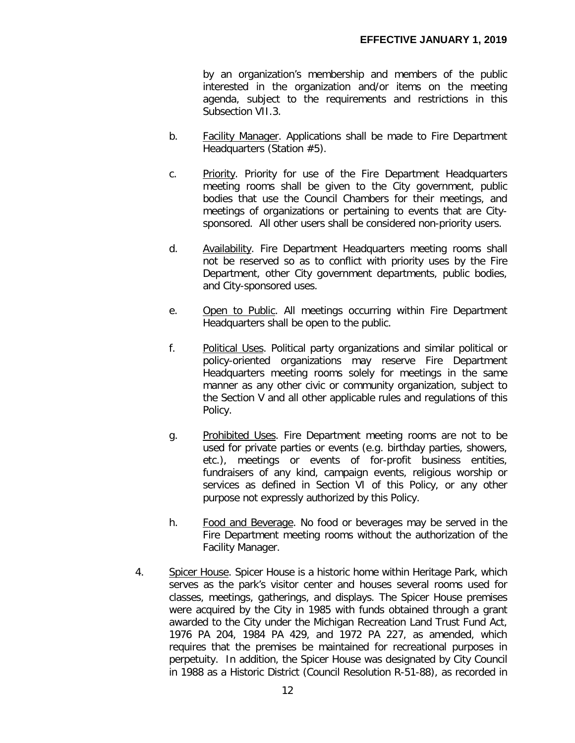by an organization's membership and members of the public interested in the organization and/or items on the meeting agenda, subject to the requirements and restrictions in this Subsection VII.3.

b. Facility Manager. Applications shall be made to Fire Department Headquarters (Station #5).

c. Priority. Priority for use of the Fire Department Headquarters meeting rooms shall be given to the City government, public bodies that use the Council Chambers for their meetings, and meetings of organizations or pertaining to events that are City-sponsored. All other users shall be considered non-priority users.

d. Availability. Fire Department Headquarters meeting rooms shall not be reserved so as to conflict with priority uses by the Fire Department, other City government departments, public bodies, and City-sponsored uses.

e. Open to Public. All meetings occurring within Fire Department Headquarters shall be open to the public.

f. Political Uses. Political party organizations and similar political or policy-oriented organizations may reserve Fire Department Headquarters meeting rooms solely for meetings in the same manner as any other civic or community organization, subject to the Section V and all other applicable rules and regulations of this Policy.

g. Prohibited Uses. Fire Department meeting rooms are not to be used for private parties or events (e.g. birthday parties, showers, etc.), meetings or events of for-profit business entities, fundraisers of any kind, campaign events, religious worship or services as defined in Section VI of this Policy, or any other purpose not expressly authorized by this Policy.

h. Food and Beverage. No food or beverages may be served in the Fire Department meeting rooms without the authorization of the Facility Manager.

4. Spicer House. Spicer House is a historic home within Heritage Park, which serves as the park's visitor center and houses several rooms used for classes, meetings, gatherings, and displays. The Spicer House premises were acquired by the City in 1985 with funds obtained through a grant awarded to the City under the Michigan Recreation Land Trust Fund Act, 1976 PA 204, 1984 PA 429, and 1972 PA 227, as amended, which requires that the premises be maintained for recreational purposes in perpetuity. In addition, the Spicer House was designated by City Council in 1988 as a Historic District (Council Resolution R-51-88), as recorded in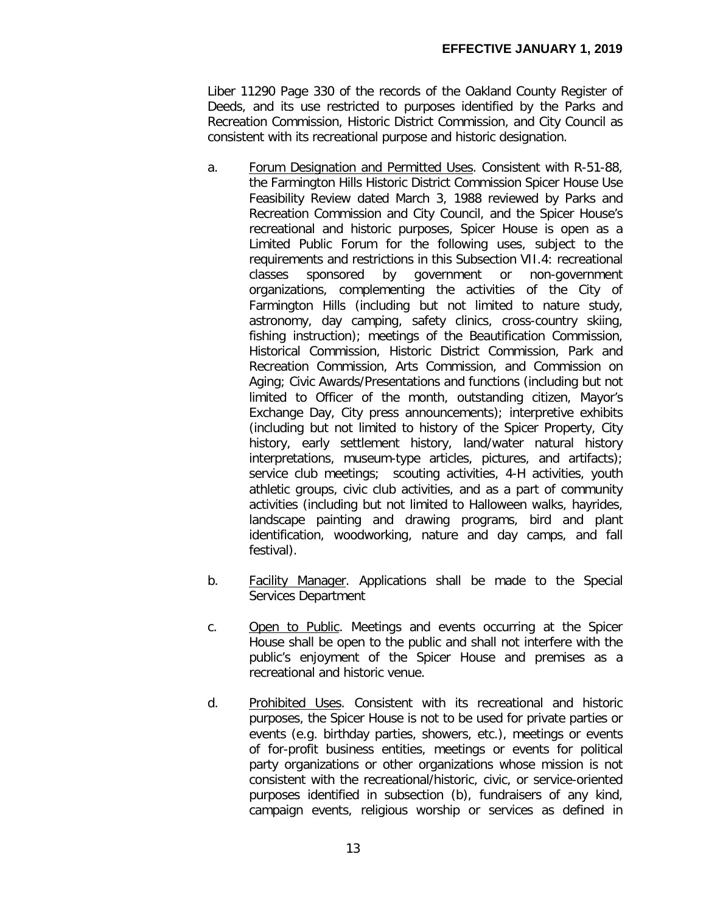Liber 11290 Page 330 of the records of the Oakland County Register of Deeds, and its use restricted to purposes identified by the Parks and Recreation Commission, Historic District Commission, and City Council as consistent with its recreational purpose and historic designation.

a. Forum Designation and Permitted Uses. Consistent with R-51-88, the Farmington Hills Historic District Commission Spicer House Use Feasibility Review dated March 3, 1988 reviewed by Parks and Recreation Commission and City Council, and the Spicer House's recreational and historic purposes, Spicer House is open as a Limited Public Forum for the following uses, subject to the requirements and restrictions in this Subsection VII.4: recreational classes sponsored by government or non-government organizations, complementing the activities of the City of Farmington Hills (including but not limited to nature study, astronomy, day camping, safety clinics, cross-country skiing, fishing instruction); meetings of the Beautification Commission, Historical Commission, Historic District Commission, Park and Recreation Commission, Arts Commission, and Commission on Aging; Civic Awards/Presentations and functions (including but not limited to Officer of the month, outstanding citizen, Mayor's Exchange Day, City press announcements); interpretive exhibits (including but not limited to history of the Spicer Property, City history, early settlement history, land/water natural history interpretations, museum-type articles, pictures, and artifacts); service club meetings; scouting activities, 4-H activities, youth athletic groups, civic club activities, and as a part of community activities (including but not limited to Halloween walks, hayrides, landscape painting and drawing programs, bird and plant identification, woodworking, nature and day camps, and fall festival).

b. Facility Manager. Applications shall be made to the Special Services Department

c. Open to Public. Meetings and events occurring at the Spicer House shall be open to the public and shall not interfere with the public's enjoyment of the Spicer House and premises as a recreational and historic venue.

d. Prohibited Uses. Consistent with its recreational and historic purposes, the Spicer House is not to be used for private parties or events (e.g. birthday parties, showers, etc.), meetings or events of for-profit business entities, meetings or events for political party organizations or other organizations whose mission is not consistent with the recreational/historic, civic, or service-oriented purposes identified in subsection (b), fundraisers of any kind, campaign events, religious worship or services as defined in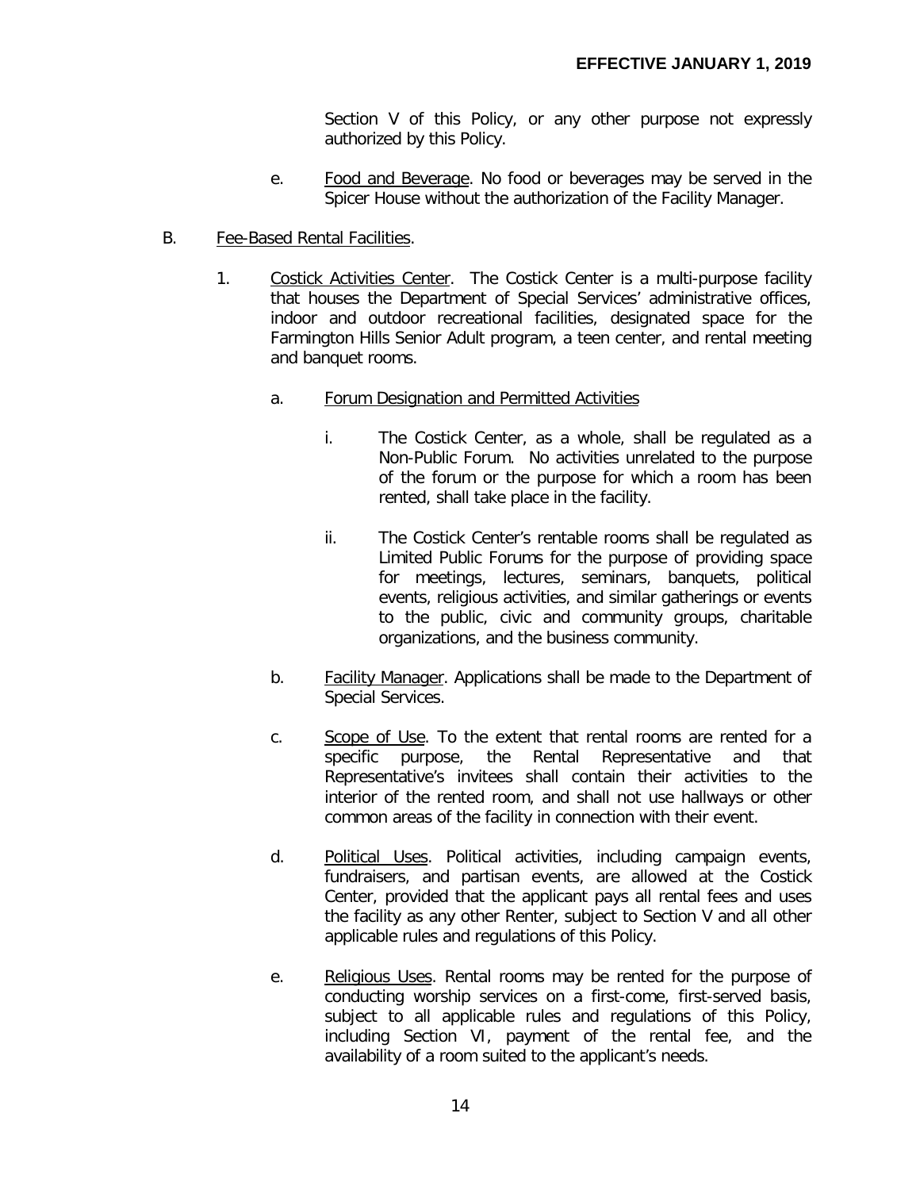Section V of this Policy, or any other purpose not expressly authorized by this Policy.

e. Food and Beverage. No food or beverages may be served in the Spicer House without the authorization of the Facility Manager.

B. Fee-Based Rental Facilities.

1. Costick Activities Center. The Costick Center is a multi-purpose facility that houses the Department of Special Services' administrative offices, indoor and outdoor recreational facilities, designated space for the Farmington Hills Senior Adult program, a teen center, and rental meeting and banquet rooms.

   a. Forum Designation and Permitted Activities

      i. The Costick Center, as a whole, shall be regulated as a Non-Public Forum. No activities unrelated to the purpose of the forum or the purpose for which a room has been rented, shall take place in the facility.

      ii. The Costick Center's rentable rooms shall be regulated as Limited Public Forums for the purpose of providing space for meetings, lectures, seminars, banquets, political events, religious activities, and similar gatherings or events to the public, civic and community groups, charitable organizations, and the business community.

   b. Facility Manager. Applications shall be made to the Department of Special Services.

   c. Scope of Use. To the extent that rental rooms are rented for a specific purpose, the Rental Representative and that Representative's invitees shall contain their activities to the interior of the rented room, and shall not use hallways or other common areas of the facility in connection with their event.

   d. Political Uses. Political activities, including campaign events, fundraisers, and partisan events, are allowed at the Costick Center, provided that the applicant pays all rental fees and uses the facility as any other Renter, subject to Section V and all other applicable rules and regulations of this Policy.

   e. Religious Uses. Rental rooms may be rented for the purpose of conducting worship services on a first-come, first-served basis, subject to all applicable rules and regulations of this Policy, including Section VI, payment of the rental fee, and the availability of a room suited to the applicant's needs.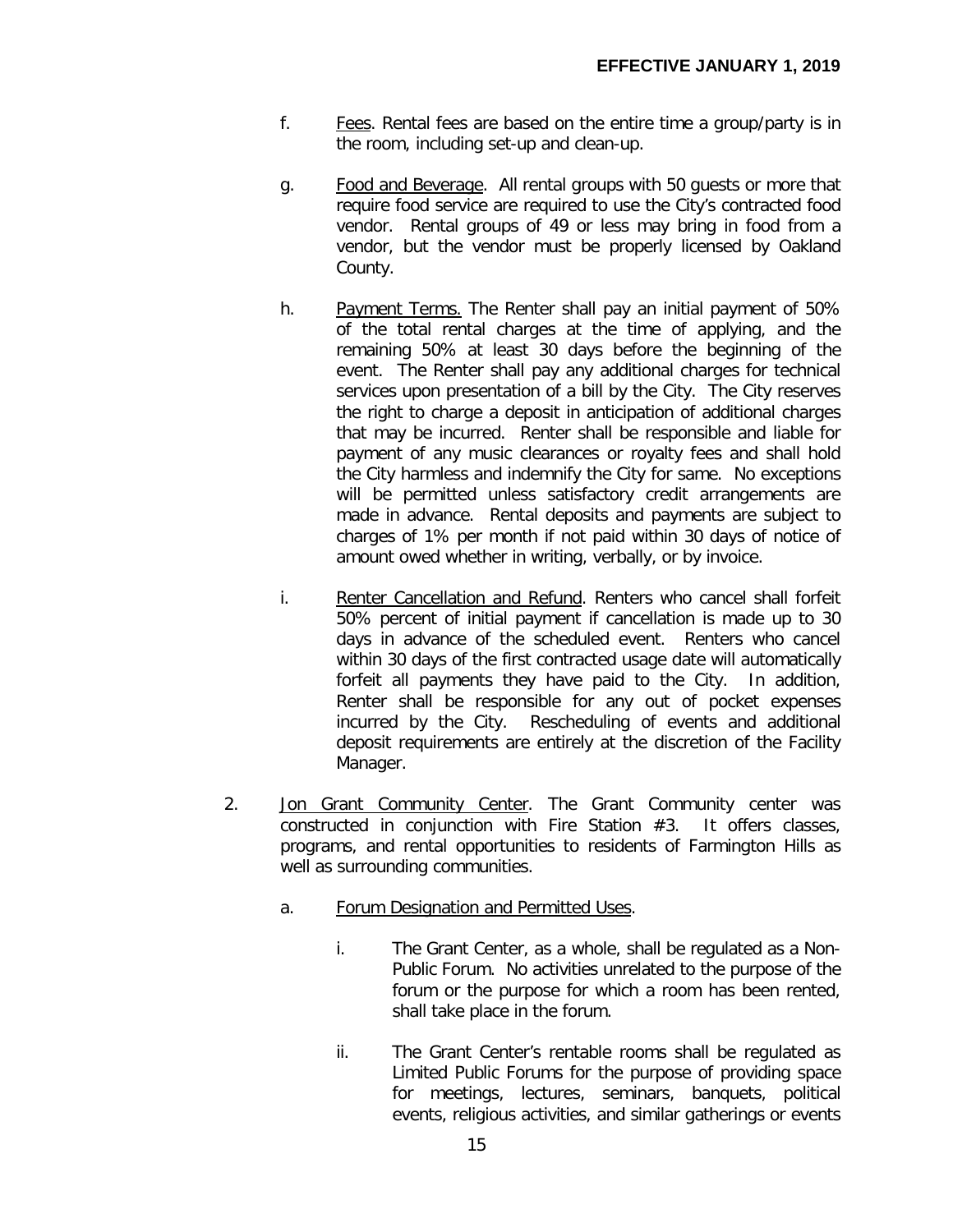f. <u>Fees</u>. Rental fees are based on the entire time a group/party is in the room, including set-up and clean-up.

g. <u>Food and Beverage</u>. All rental groups with 50 guests or more that require food service are required to use the City's contracted food vendor. Rental groups of 49 or less may bring in food from a vendor, but the vendor must be properly licensed by Oakland County.

h. <u>Payment Terms.</u> The Renter shall pay an initial payment of 50% of the total rental charges at the time of applying, and the remaining 50% at least 30 days before the beginning of the event. The Renter shall pay any additional charges for technical services upon presentation of a bill by the City. The City reserves the right to charge a deposit in anticipation of additional charges that may be incurred. Renter shall be responsible and liable for payment of any music clearances or royalty fees and shall hold the City harmless and indemnify the City for same. No exceptions will be permitted unless satisfactory credit arrangements are made in advance. Rental deposits and payments are subject to charges of 1% per month if not paid within 30 days of notice of amount owed whether in writing, verbally, or by invoice.

i. <u>Renter Cancellation and Refund</u>. Renters who cancel shall forfeit 50% percent of initial payment if cancellation is made up to 30 days in advance of the scheduled event. Renters who cancel within 30 days of the first contracted usage date will automatically forfeit all payments they have paid to the City. In addition, Renter shall be responsible for any out of pocket expenses incurred by the City. Rescheduling of events and additional deposit requirements are entirely at the discretion of the Facility Manager.

2. <u>Jon Grant Community Center</u>. The Grant Community center was constructed in conjunction with Fire Station #3. It offers classes, programs, and rental opportunities to residents of Farmington Hills as well as surrounding communities.

   a. <u>Forum Designation and Permitted Uses</u>.

      i. The Grant Center, as a whole, shall be regulated as a Non-Public Forum. No activities unrelated to the purpose of the forum or the purpose for which a room has been rented, shall take place in the forum.

      ii. The Grant Center's rentable rooms shall be regulated as Limited Public Forums for the purpose of providing space for meetings, lectures, seminars, banquets, political events, religious activities, and similar gatherings or events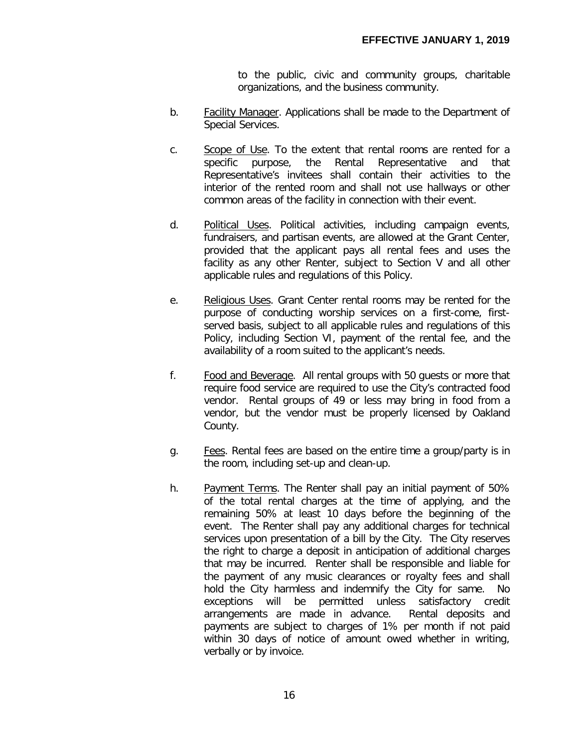to the public, civic and community groups, charitable organizations, and the business community.

b. Facility Manager. Applications shall be made to the Department of Special Services.

c. Scope of Use. To the extent that rental rooms are rented for a specific purpose, the Rental Representative and that Representative's invitees shall contain their activities to the interior of the rented room and shall not use hallways or other common areas of the facility in connection with their event.

d. Political Uses. Political activities, including campaign events, fundraisers, and partisan events, are allowed at the Grant Center, provided that the applicant pays all rental fees and uses the facility as any other Renter, subject to Section V and all other applicable rules and regulations of this Policy.

e. Religious Uses. Grant Center rental rooms may be rented for the purpose of conducting worship services on a first-come, first-served basis, subject to all applicable rules and regulations of this Policy, including Section VI, payment of the rental fee, and the availability of a room suited to the applicant's needs.

f. Food and Beverage. All rental groups with 50 guests or more that require food service are required to use the City's contracted food vendor. Rental groups of 49 or less may bring in food from a vendor, but the vendor must be properly licensed by Oakland County.

g. Fees. Rental fees are based on the entire time a group/party is in the room, including set-up and clean-up.

h. Payment Terms. The Renter shall pay an initial payment of 50% of the total rental charges at the time of applying, and the remaining 50% at least 10 days before the beginning of the event. The Renter shall pay any additional charges for technical services upon presentation of a bill by the City. The City reserves the right to charge a deposit in anticipation of additional charges that may be incurred. Renter shall be responsible and liable for the payment of any music clearances or royalty fees and shall hold the City harmless and indemnify the City for same. No exceptions will be permitted unless satisfactory credit arrangements are made in advance. Rental deposits and payments are subject to charges of 1% per month if not paid within 30 days of notice of amount owed whether in writing, verbally or by invoice.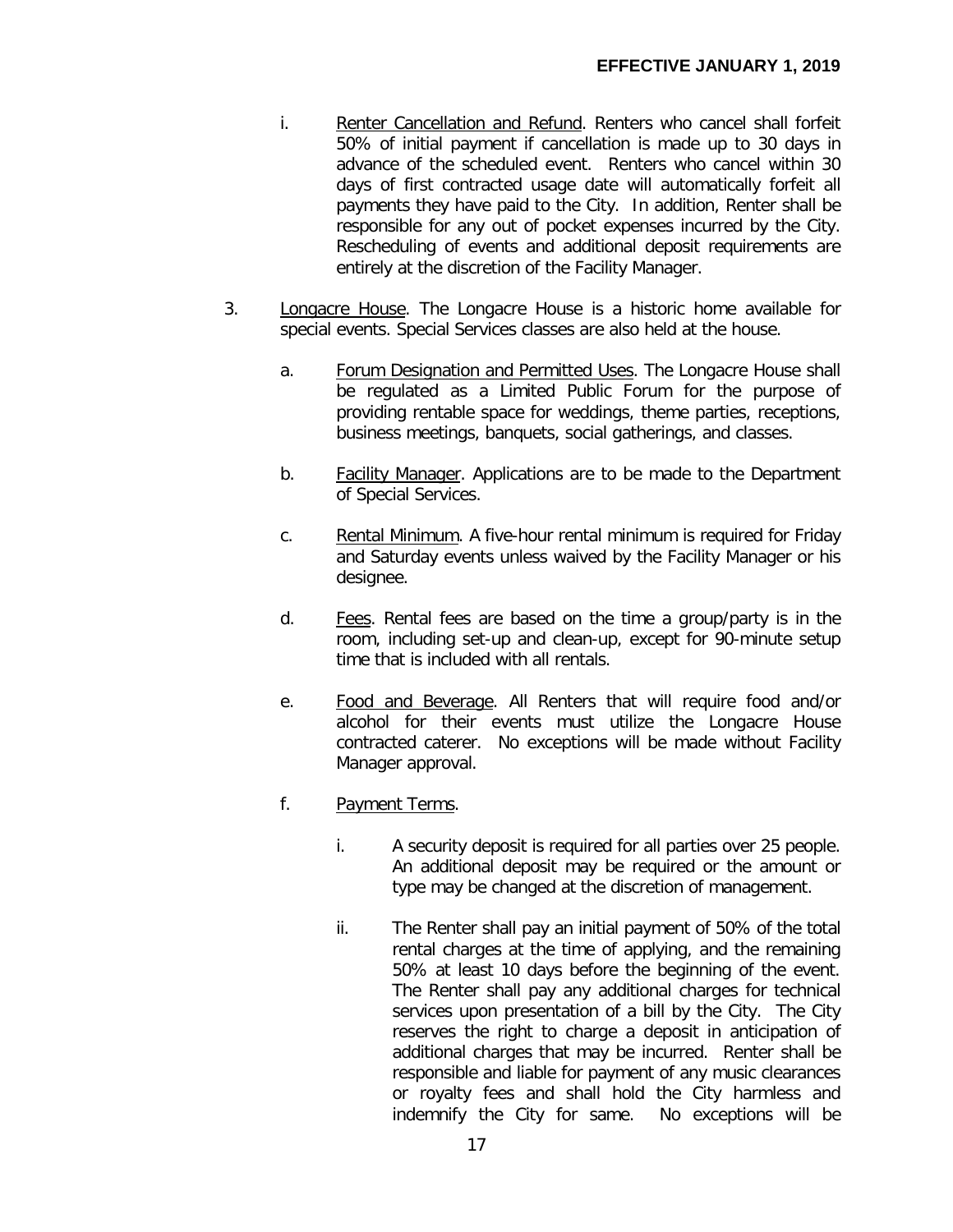i. Renter Cancellation and Refund. Renters who cancel shall forfeit 50% of initial payment if cancellation is made up to 30 days in advance of the scheduled event. Renters who cancel within 30 days of first contracted usage date will automatically forfeit all payments they have paid to the City. In addition, Renter shall be responsible for any out of pocket expenses incurred by the City. Rescheduling of events and additional deposit requirements are entirely at the discretion of the Facility Manager.

3. Longacre House. The Longacre House is a historic home available for special events. Special Services classes are also held at the house.

   a. Forum Designation and Permitted Uses. The Longacre House shall be regulated as a Limited Public Forum for the purpose of providing rentable space for weddings, theme parties, receptions, business meetings, banquets, social gatherings, and classes.

   b. Facility Manager. Applications are to be made to the Department of Special Services.

   c. Rental Minimum. A five-hour rental minimum is required for Friday and Saturday events unless waived by the Facility Manager or his designee.

   d. Fees. Rental fees are based on the time a group/party is in the room, including set-up and clean-up, except for 90-minute setup time that is included with all rentals.

   e. Food and Beverage. All Renters that will require food and/or alcohol for their events must utilize the Longacre House contracted caterer. No exceptions will be made without Facility Manager approval.

   f. Payment Terms.

      i. A security deposit is required for all parties over 25 people. An additional deposit may be required or the amount or type may be changed at the discretion of management.

      ii. The Renter shall pay an initial payment of 50% of the total rental charges at the time of applying, and the remaining 50% at least 10 days before the beginning of the event. The Renter shall pay any additional charges for technical services upon presentation of a bill by the City. The City reserves the right to charge a deposit in anticipation of additional charges that may be incurred. Renter shall be responsible and liable for payment of any music clearances or royalty fees and shall hold the City harmless and indemnify the City for same. No exceptions will be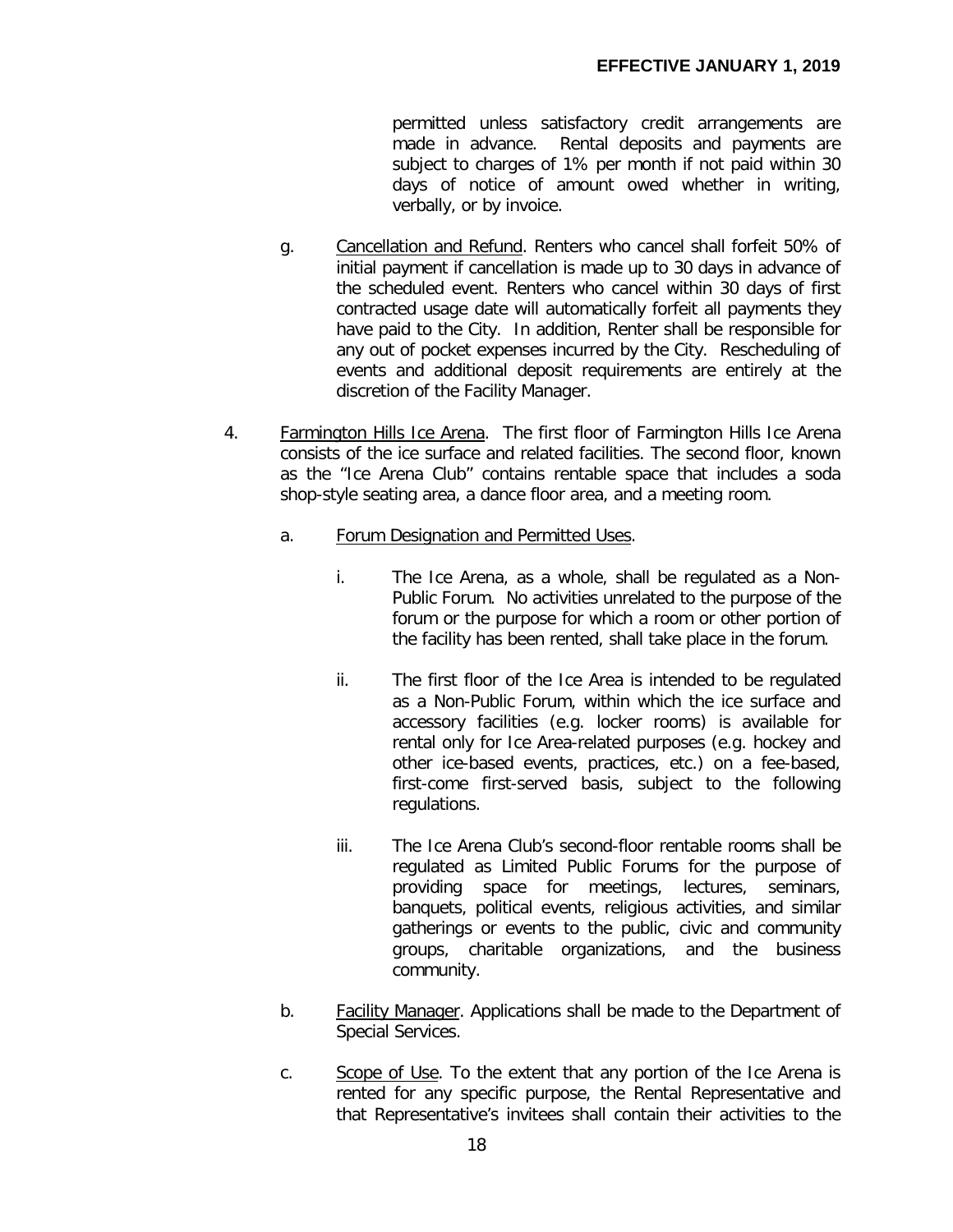permitted unless satisfactory credit arrangements are made in advance. Rental deposits and payments are subject to charges of 1% per month if not paid within 30 days of notice of amount owed whether in writing, verbally, or by invoice.

g. Cancellation and Refund. Renters who cancel shall forfeit 50% of initial payment if cancellation is made up to 30 days in advance of the scheduled event. Renters who cancel within 30 days of first contracted usage date will automatically forfeit all payments they have paid to the City. In addition, Renter shall be responsible for any out of pocket expenses incurred by the City. Rescheduling of events and additional deposit requirements are entirely at the discretion of the Facility Manager.

4. Farmington Hills Ice Arena. The first floor of Farmington Hills Ice Arena consists of the ice surface and related facilities. The second floor, known as the "Ice Arena Club" contains rentable space that includes a soda shop-style seating area, a dance floor area, and a meeting room.

   a. Forum Designation and Permitted Uses.

      i. The Ice Arena, as a whole, shall be regulated as a Non-Public Forum. No activities unrelated to the purpose of the forum or the purpose for which a room or other portion of the facility has been rented, shall take place in the forum.

      ii. The first floor of the Ice Area is intended to be regulated as a Non-Public Forum, within which the ice surface and accessory facilities (e.g. locker rooms) is available for rental only for Ice Area-related purposes (e.g. hockey and other ice-based events, practices, etc.) on a fee-based, first-come first-served basis, subject to the following regulations.

      iii. The Ice Arena Club's second-floor rentable rooms shall be regulated as Limited Public Forums for the purpose of providing space for meetings, lectures, seminars, banquets, political events, religious activities, and similar gatherings or events to the public, civic and community groups, charitable organizations, and the business community.

   b. Facility Manager. Applications shall be made to the Department of Special Services.

   c. Scope of Use. To the extent that any portion of the Ice Arena is rented for any specific purpose, the Rental Representative and that Representative's invitees shall contain their activities to the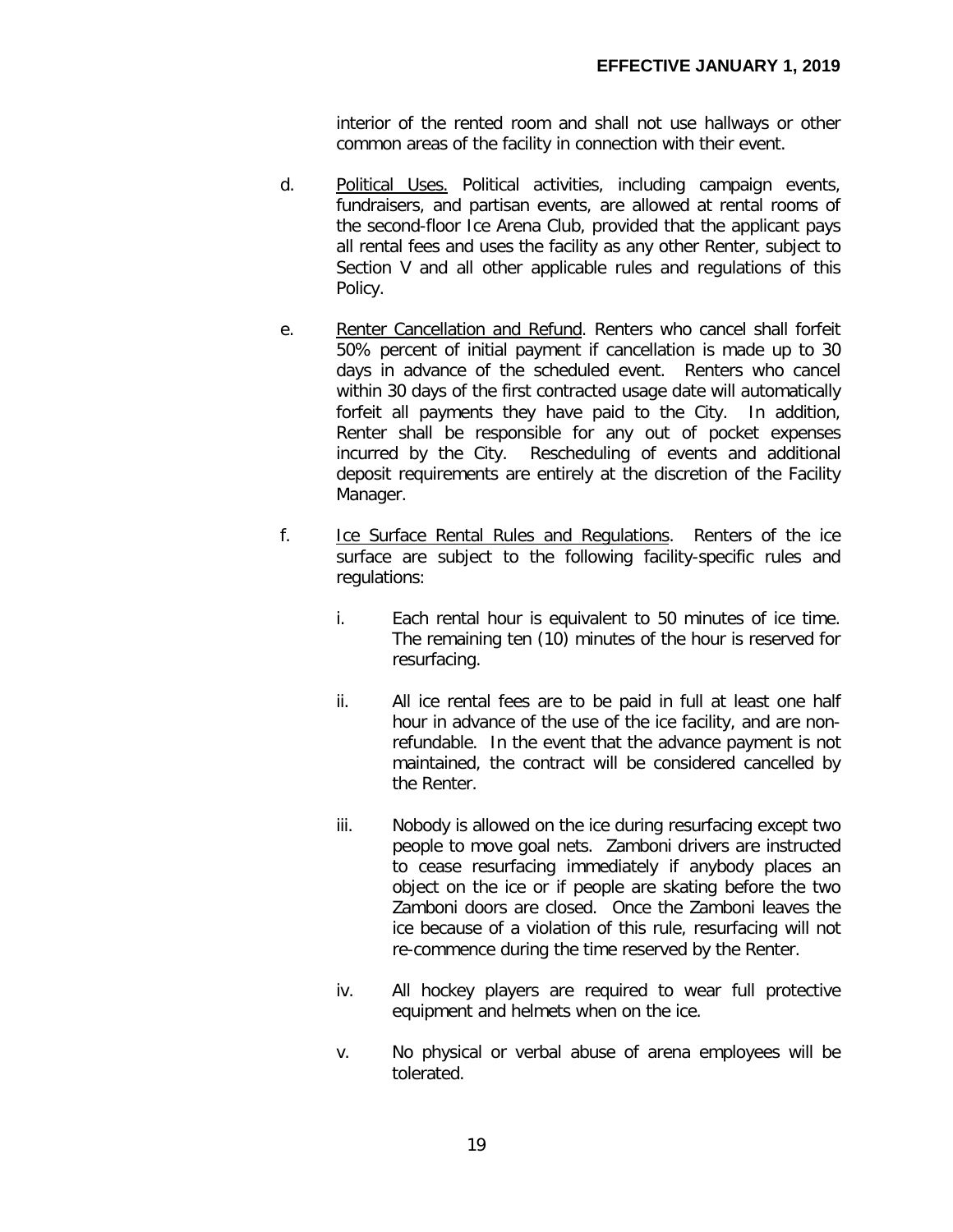interior of the rented room and shall not use hallways or other common areas of the facility in connection with their event.

d. Political Uses. Political activities, including campaign events, fundraisers, and partisan events, are allowed at rental rooms of the second-floor Ice Arena Club, provided that the applicant pays all rental fees and uses the facility as any other Renter, subject to Section V and all other applicable rules and regulations of this Policy.

e. Renter Cancellation and Refund. Renters who cancel shall forfeit 50% percent of initial payment if cancellation is made up to 30 days in advance of the scheduled event. Renters who cancel within 30 days of the first contracted usage date will automatically forfeit all payments they have paid to the City. In addition, Renter shall be responsible for any out of pocket expenses incurred by the City. Rescheduling of events and additional deposit requirements are entirely at the discretion of the Facility Manager.

f. Ice Surface Rental Rules and Regulations. Renters of the ice surface are subject to the following facility-specific rules and regulations:

   i. Each rental hour is equivalent to 50 minutes of ice time. The remaining ten (10) minutes of the hour is reserved for resurfacing.

   ii. All ice rental fees are to be paid in full at least one half hour in advance of the use of the ice facility, and are non-refundable. In the event that the advance payment is not maintained, the contract will be considered cancelled by the Renter.

   iii. Nobody is allowed on the ice during resurfacing except two people to move goal nets. Zamboni drivers are instructed to cease resurfacing immediately if anybody places an object on the ice or if people are skating before the two Zamboni doors are closed. Once the Zamboni leaves the ice because of a violation of this rule, resurfacing will not re-commence during the time reserved by the Renter.

   iv. All hockey players are required to wear full protective equipment and helmets when on the ice.

   v. No physical or verbal abuse of arena employees will be tolerated.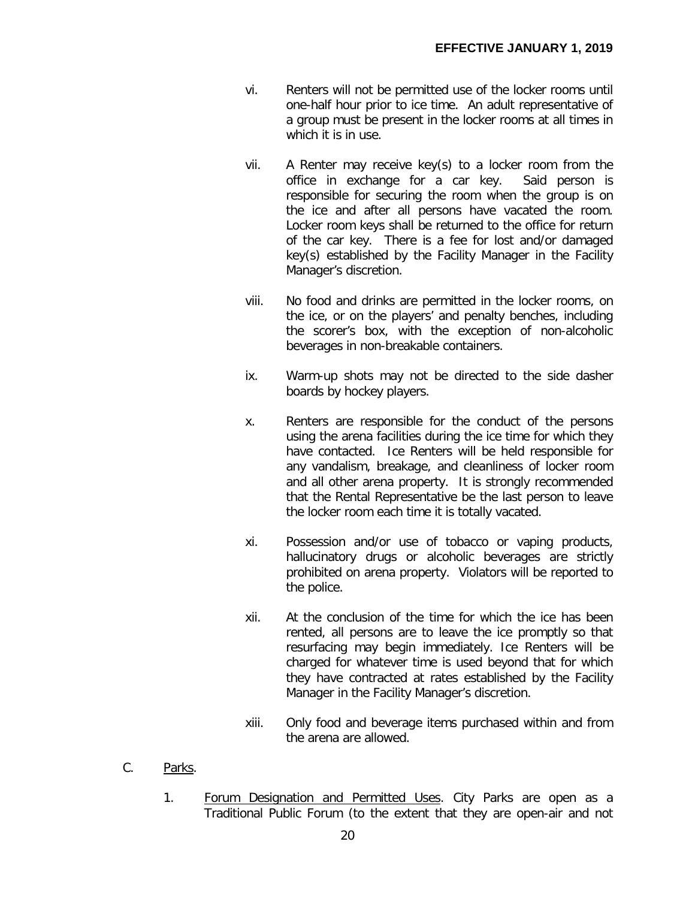vi. Renters will not be permitted use of the locker rooms until one-half hour prior to ice time. An adult representative of a group must be present in the locker rooms at all times in which it is in use.

vii. A Renter may receive key(s) to a locker room from the office in exchange for a car key. Said person is responsible for securing the room when the group is on the ice and after all persons have vacated the room. Locker room keys shall be returned to the office for return of the car key. There is a fee for lost and/or damaged key(s) established by the Facility Manager in the Facility Manager's discretion.

viii. No food and drinks are permitted in the locker rooms, on the ice, or on the players' and penalty benches, including the scorer's box, with the exception of non-alcoholic beverages in non-breakable containers.

ix. Warm-up shots may not be directed to the side dasher boards by hockey players.

x. Renters are responsible for the conduct of the persons using the arena facilities during the ice time for which they have contacted. Ice Renters will be held responsible for any vandalism, breakage, and cleanliness of locker room and all other arena property. It is strongly recommended that the Rental Representative be the last person to leave the locker room each time it is totally vacated.

xi. Possession and/or use of tobacco or vaping products, hallucinatory drugs or alcoholic beverages are strictly prohibited on arena property. Violators will be reported to the police.

xii. At the conclusion of the time for which the ice has been rented, all persons are to leave the ice promptly so that resurfacing may begin immediately. Ice Renters will be charged for whatever time is used beyond that for which they have contracted at rates established by the Facility Manager in the Facility Manager's discretion.

xiii. Only food and beverage items purchased within and from the arena are allowed.

C. Parks.

1. Forum Designation and Permitted Uses. City Parks are open as a Traditional Public Forum (to the extent that they are open-air and not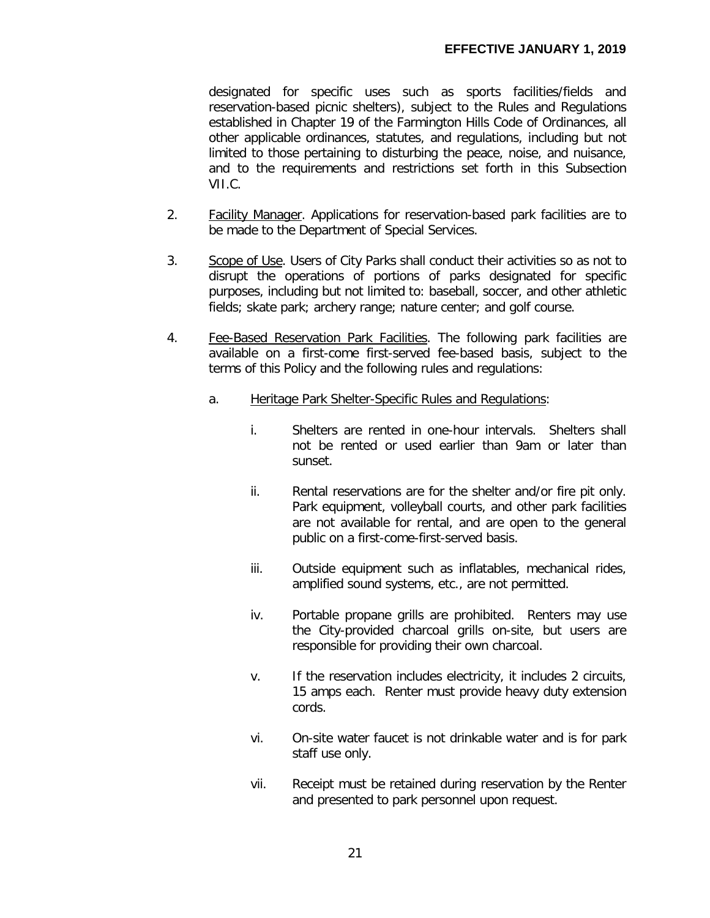designated for specific uses such as sports facilities/fields and reservation-based picnic shelters), subject to the Rules and Regulations established in Chapter 19 of the Farmington Hills Code of Ordinances, all other applicable ordinances, statutes, and regulations, including but not limited to those pertaining to disturbing the peace, noise, and nuisance, and to the requirements and restrictions set forth in this Subsection VII.C.

2. Facility Manager. Applications for reservation-based park facilities are to be made to the Department of Special Services.

3. Scope of Use. Users of City Parks shall conduct their activities so as not to disrupt the operations of portions of parks designated for specific purposes, including but not limited to: baseball, soccer, and other athletic fields; skate park; archery range; nature center; and golf course.

4. Fee-Based Reservation Park Facilities. The following park facilities are available on a first-come first-served fee-based basis, subject to the terms of this Policy and the following rules and regulations:

   a. Heritage Park Shelter-Specific Rules and Regulations:

      i. Shelters are rented in one-hour intervals. Shelters shall not be rented or used earlier than 9am or later than sunset.

      ii. Rental reservations are for the shelter and/or fire pit only. Park equipment, volleyball courts, and other park facilities are not available for rental, and are open to the general public on a first-come-first-served basis.

      iii. Outside equipment such as inflatables, mechanical rides, amplified sound systems, etc., are not permitted.

      iv. Portable propane grills are prohibited. Renters may use the City-provided charcoal grills on-site, but users are responsible for providing their own charcoal.

      v. If the reservation includes electricity, it includes 2 circuits, 15 amps each. Renter must provide heavy duty extension cords.

      vi. On-site water faucet is not drinkable water and is for park staff use only.

      vii. Receipt must be retained during reservation by the Renter and presented to park personnel upon request.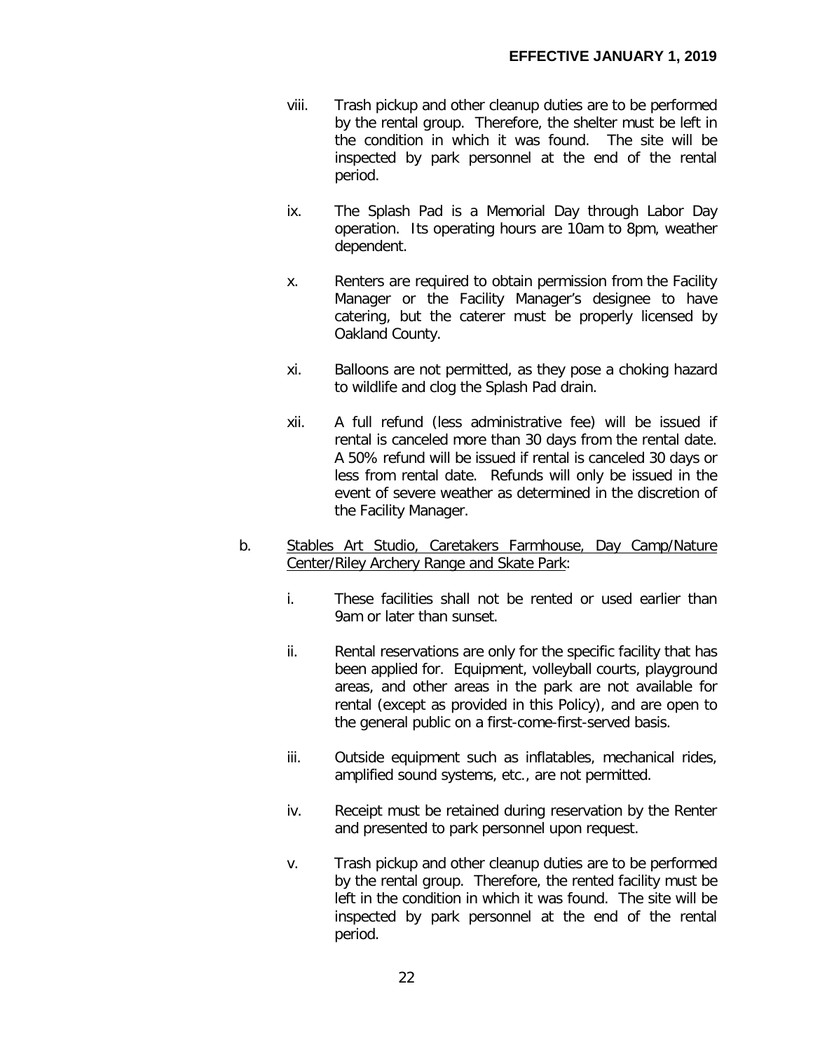viii. Trash pickup and other cleanup duties are to be performed by the rental group. Therefore, the shelter must be left in the condition in which it was found. The site will be inspected by park personnel at the end of the rental period.

ix. The Splash Pad is a Memorial Day through Labor Day operation. Its operating hours are 10am to 8pm, weather dependent.

x. Renters are required to obtain permission from the Facility Manager or the Facility Manager's designee to have catering, but the caterer must be properly licensed by Oakland County.

xi. Balloons are not permitted, as they pose a choking hazard to wildlife and clog the Splash Pad drain.

xii. A full refund (less administrative fee) will be issued if rental is canceled more than 30 days from the rental date. A 50% refund will be issued if rental is canceled 30 days or less from rental date. Refunds will only be issued in the event of severe weather as determined in the discretion of the Facility Manager.

b. <u>Stables Art Studio, Caretakers Farmhouse, Day Camp/Nature Center/Riley Archery Range and Skate Park</u>:

i. These facilities shall not be rented or used earlier than 9am or later than sunset.

ii. Rental reservations are only for the specific facility that has been applied for. Equipment, volleyball courts, playground areas, and other areas in the park are not available for rental (except as provided in this Policy), and are open to the general public on a first-come-first-served basis.

iii. Outside equipment such as inflatables, mechanical rides, amplified sound systems, etc., are not permitted.

iv. Receipt must be retained during reservation by the Renter and presented to park personnel upon request.

v. Trash pickup and other cleanup duties are to be performed by the rental group. Therefore, the rented facility must be left in the condition in which it was found. The site will be inspected by park personnel at the end of the rental period.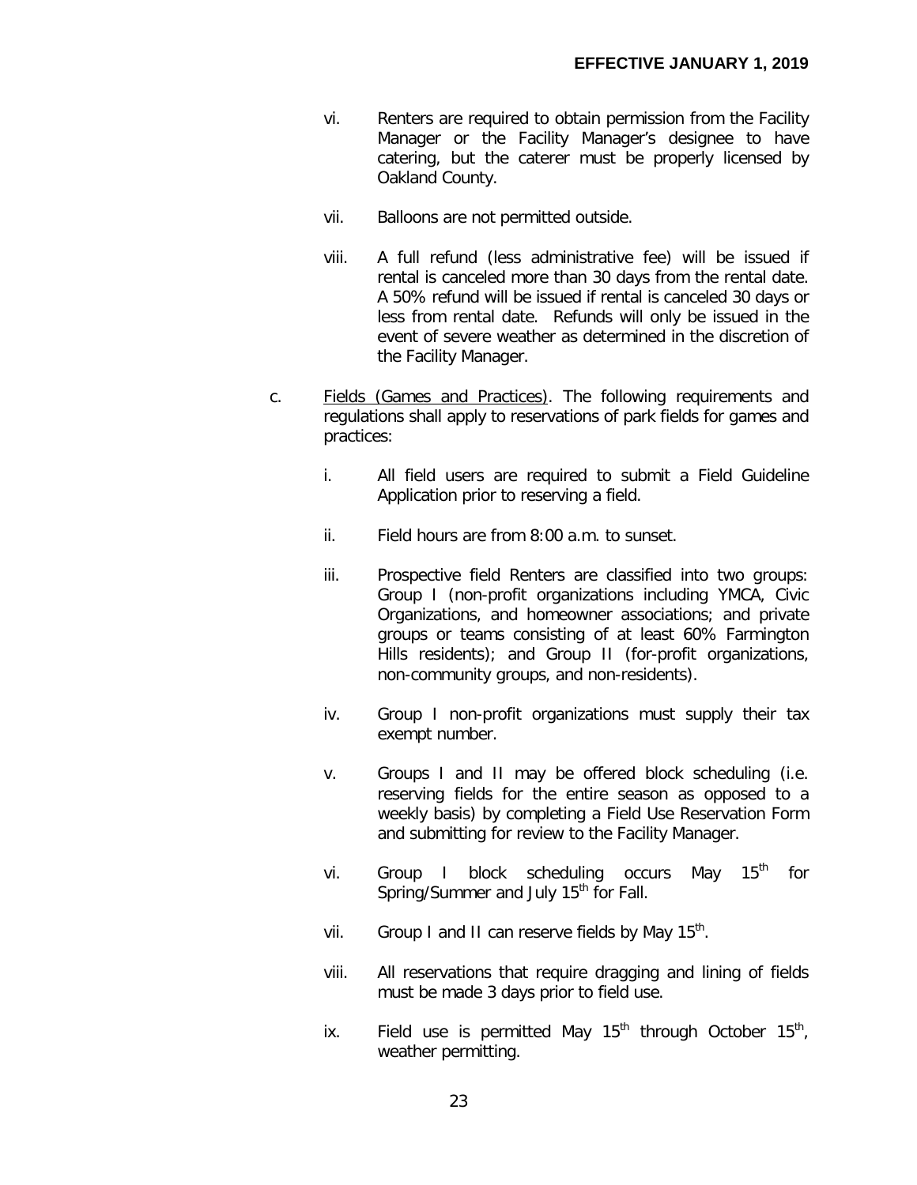**EFFECTIVE JANUARY 1, 2019**

vi. Renters are required to obtain permission from the Facility Manager or the Facility Manager's designee to have catering, but the caterer must be properly licensed by Oakland County.

vii. Balloons are not permitted outside.

viii. A full refund (less administrative fee) will be issued if rental is canceled more than 30 days from the rental date. A 50% refund will be issued if rental is canceled 30 days or less from rental date. Refunds will only be issued in the event of severe weather as determined in the discretion of the Facility Manager.

c. Fields (Games and Practices). The following requirements and regulations shall apply to reservations of park fields for games and practices:

i. All field users are required to submit a Field Guideline Application prior to reserving a field.

ii. Field hours are from 8:00 a.m. to sunset.

iii. Prospective field Renters are classified into two groups: Group I (non-profit organizations including YMCA, Civic Organizations, and homeowner associations; and private groups or teams consisting of at least 60% Farmington Hills residents); and Group II (for-profit organizations, non-community groups, and non-residents).

iv. Group I non-profit organizations must supply their tax exempt number.

v. Groups I and II may be offered block scheduling (i.e. reserving fields for the entire season as opposed to a weekly basis) by completing a Field Use Reservation Form and submitting for review to the Facility Manager.

vi. Group I block scheduling occurs May 15th for Spring/Summer and July 15th for Fall.

vii. Group I and II can reserve fields by May 15th.

viii. All reservations that require dragging and lining of fields must be made 3 days prior to field use.

ix. Field use is permitted May 15th through October 15th, weather permitting.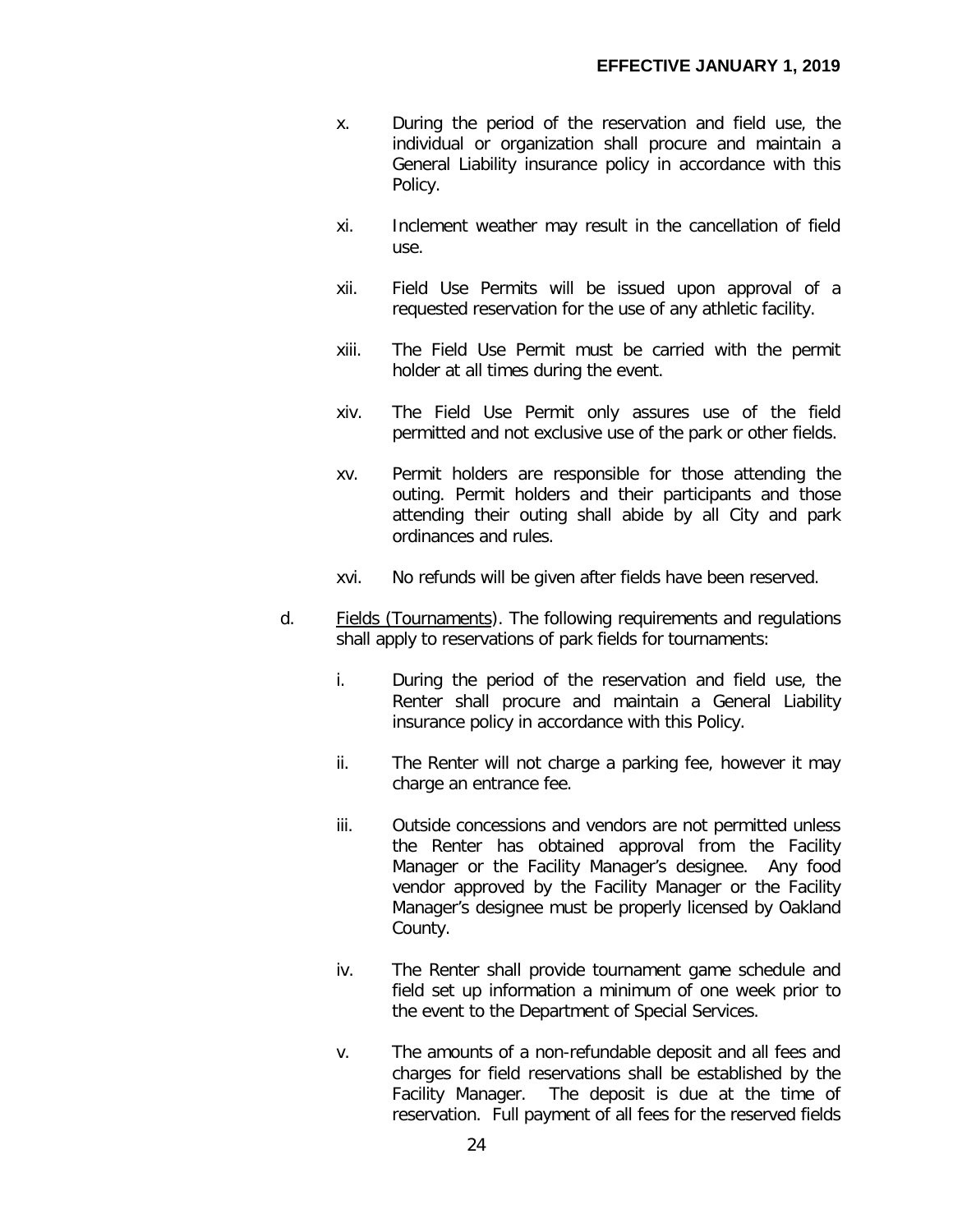x. During the period of the reservation and field use, the individual or organization shall procure and maintain a General Liability insurance policy in accordance with this Policy.

xi. Inclement weather may result in the cancellation of field use.

xii. Field Use Permits will be issued upon approval of a requested reservation for the use of any athletic facility.

xiii. The Field Use Permit must be carried with the permit holder at all times during the event.

xiv. The Field Use Permit only assures use of the field permitted and not exclusive use of the park or other fields.

xv. Permit holders are responsible for those attending the outing. Permit holders and their participants and those attending their outing shall abide by all City and park ordinances and rules.

xvi. No refunds will be given after fields have been reserved.

d. Fields (Tournaments). The following requirements and regulations shall apply to reservations of park fields for tournaments:

i. During the period of the reservation and field use, the Renter shall procure and maintain a General Liability insurance policy in accordance with this Policy.

ii. The Renter will not charge a parking fee, however it may charge an entrance fee.

iii. Outside concessions and vendors are not permitted unless the Renter has obtained approval from the Facility Manager or the Facility Manager's designee. Any food vendor approved by the Facility Manager or the Facility Manager's designee must be properly licensed by Oakland County.

iv. The Renter shall provide tournament game schedule and field set up information a minimum of one week prior to the event to the Department of Special Services.

v. The amounts of a non-refundable deposit and all fees and charges for field reservations shall be established by the Facility Manager. The deposit is due at the time of reservation. Full payment of all fees for the reserved fields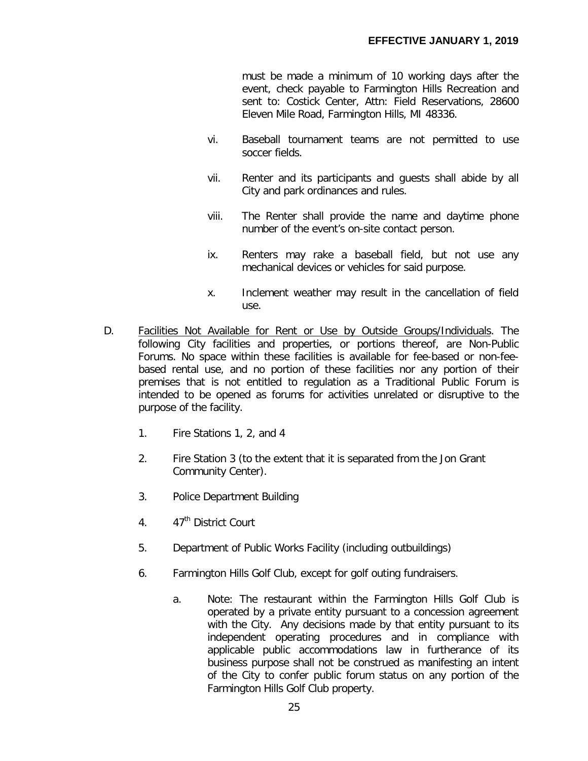must be made a minimum of 10 working days after the event, check payable to Farmington Hills Recreation and sent to: Costick Center, Attn: Field Reservations, 28600 Eleven Mile Road, Farmington Hills, MI 48336.

vi. Baseball tournament teams are not permitted to use soccer fields.

vii. Renter and its participants and guests shall abide by all City and park ordinances and rules.

viii. The Renter shall provide the name and daytime phone number of the event's on-site contact person.

ix. Renters may rake a baseball field, but not use any mechanical devices or vehicles for said purpose.

x. Inclement weather may result in the cancellation of field use.

D. Facilities Not Available for Rent or Use by Outside Groups/Individuals. The following City facilities and properties, or portions thereof, are Non-Public Forums. No space within these facilities is available for fee-based or non-fee-based rental use, and no portion of these facilities nor any portion of their premises that is not entitled to regulation as a Traditional Public Forum is intended to be opened as forums for activities unrelated or disruptive to the purpose of the facility.

1. Fire Stations 1, 2, and 4

2. Fire Station 3 (to the extent that it is separated from the Jon Grant Community Center).

3. Police Department Building

4. 47th District Court

5. Department of Public Works Facility (including outbuildings)

6. Farmington Hills Golf Club, except for golf outing fundraisers.

   a. Note: The restaurant within the Farmington Hills Golf Club is operated by a private entity pursuant to a concession agreement with the City. Any decisions made by that entity pursuant to its independent operating procedures and in compliance with applicable public accommodations law in furtherance of its business purpose shall not be construed as manifesting an intent of the City to confer public forum status on any portion of the Farmington Hills Golf Club property.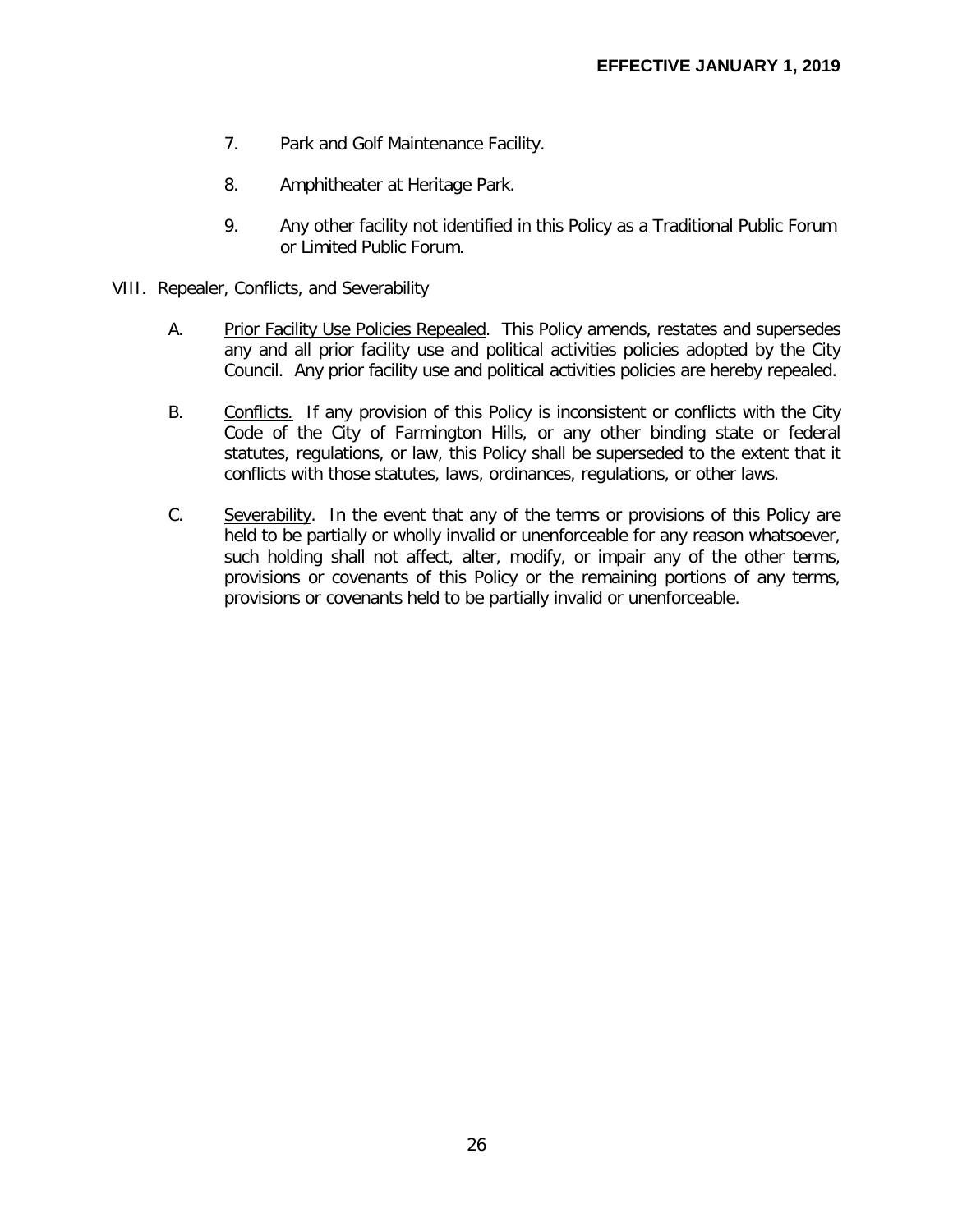7. Park and Golf Maintenance Facility.

8. Amphitheater at Heritage Park.

9. Any other facility not identified in this Policy as a Traditional Public Forum or Limited Public Forum.

VIII. Repealer, Conflicts, and Severability

A. Prior Facility Use Policies Repealed. This Policy amends, restates and supersedes any and all prior facility use and political activities policies adopted by the City Council. Any prior facility use and political activities policies are hereby repealed.

B. Conflicts. If any provision of this Policy is inconsistent or conflicts with the City Code of the City of Farmington Hills, or any other binding state or federal statutes, regulations, or law, this Policy shall be superseded to the extent that it conflicts with those statutes, laws, ordinances, regulations, or other laws.

C. Severability. In the event that any of the terms or provisions of this Policy are held to be partially or wholly invalid or unenforceable for any reason whatsoever, such holding shall not affect, alter, modify, or impair any of the other terms, provisions or covenants of this Policy or the remaining portions of any terms, provisions or covenants held to be partially invalid or unenforceable.